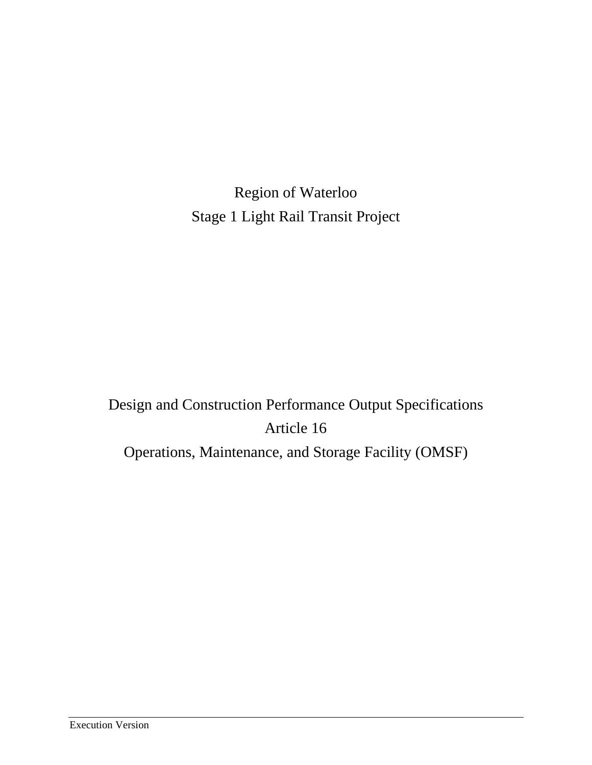Region of Waterloo

Stage 1 Light Rail Transit Project

Design and Construction Performance Output Specifications

Article 16

Operations, Maintenance, and Storage Facility (OMSF)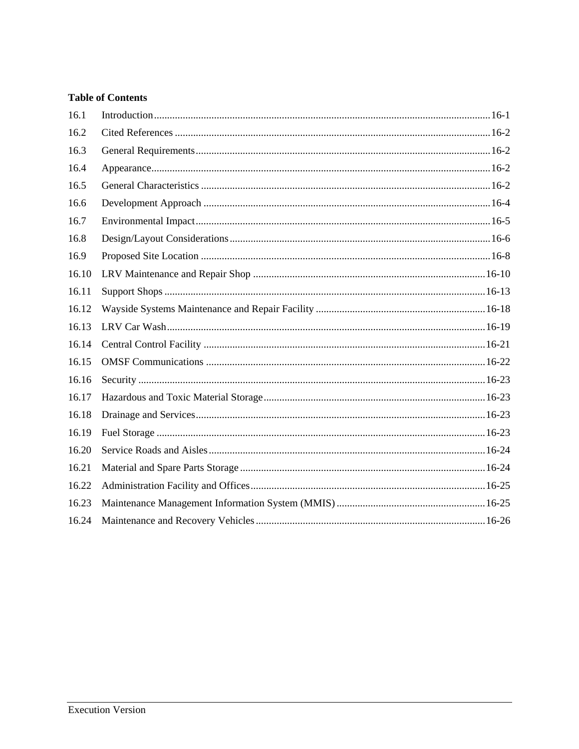**Table of Contents**

| | | |
|---|---|---|
| 16.1 | Introduction | 16-1 |
| 16.2 | Cited References | 16-2 |
| 16.3 | General Requirements | 16-2 |
| 16.4 | Appearance | 16-2 |
| 16.5 | General Characteristics | 16-2 |
| 16.6 | Development Approach | 16-4 |
| 16.7 | Environmental Impact | 16-5 |
| 16.8 | Design/Layout Considerations | 16-6 |
| 16.9 | Proposed Site Location | 16-8 |
| 16.10 | LRV Maintenance and Repair Shop | 16-10 |
| 16.11 | Support Shops | 16-13 |
| 16.12 | Wayside Systems Maintenance and Repair Facility | 16-18 |
| 16.13 | LRV Car Wash | 16-19 |
| 16.14 | Central Control Facility | 16-21 |
| 16.15 | OMSF Communications | 16-22 |
| 16.16 | Security | 16-23 |
| 16.17 | Hazardous and Toxic Material Storage | 16-23 |
| 16.18 | Drainage and Services | 16-23 |
| 16.19 | Fuel Storage | 16-23 |
| 16.20 | Service Roads and Aisles | 16-24 |
| 16.21 | Material and Spare Parts Storage | 16-24 |
| 16.22 | Administration Facility and Offices | 16-25 |
| 16.23 | Maintenance Management Information System (MMIS) | 16-25 |
| 16.24 | Maintenance and Recovery Vehicles | 16-26 |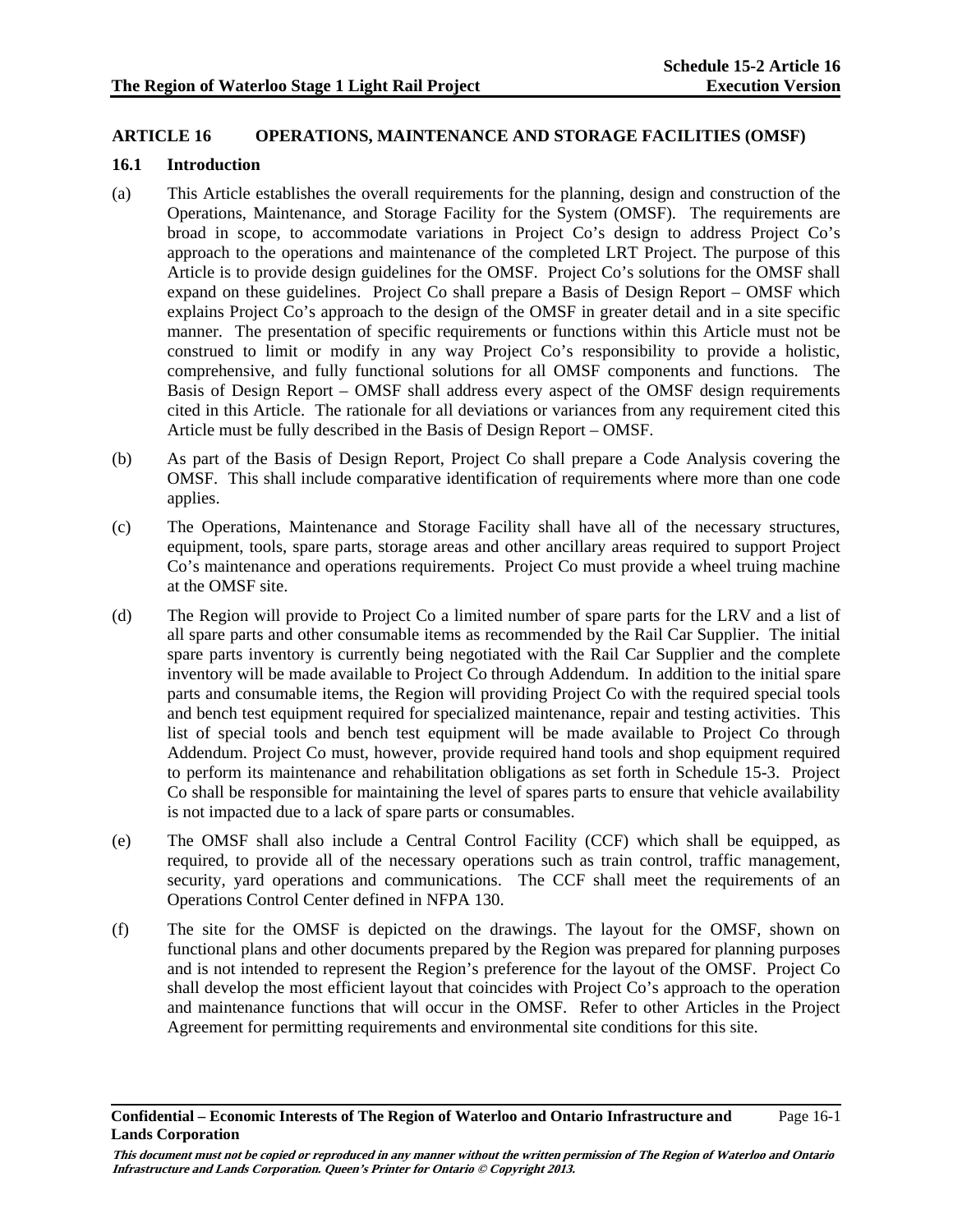## ARTICLE 16 OPERATIONS, MAINTENANCE AND STORAGE FACILITIES (OMSF)

### 16.1 Introduction

(a) This Article establishes the overall requirements for the planning, design and construction of the Operations, Maintenance, and Storage Facility for the System (OMSF). The requirements are broad in scope, to accommodate variations in Project Co's design to address Project Co's approach to the operations and maintenance of the completed LRT Project. The purpose of this Article is to provide design guidelines for the OMSF. Project Co's solutions for the OMSF shall expand on these guidelines. Project Co shall prepare a Basis of Design Report – OMSF which explains Project Co's approach to the design of the OMSF in greater detail and in a site specific manner. The presentation of specific requirements or functions within this Article must not be construed to limit or modify in any way Project Co's responsibility to provide a holistic, comprehensive, and fully functional solutions for all OMSF components and functions. The Basis of Design Report – OMSF shall address every aspect of the OMSF design requirements cited in this Article. The rationale for all deviations or variances from any requirement cited this Article must be fully described in the Basis of Design Report – OMSF.

(b) As part of the Basis of Design Report, Project Co shall prepare a Code Analysis covering the OMSF. This shall include comparative identification of requirements where more than one code applies.

(c) The Operations, Maintenance and Storage Facility shall have all of the necessary structures, equipment, tools, spare parts, storage areas and other ancillary areas required to support Project Co's maintenance and operations requirements. Project Co must provide a wheel truing machine at the OMSF site.

(d) The Region will provide to Project Co a limited number of spare parts for the LRV and a list of all spare parts and other consumable items as recommended by the Rail Car Supplier. The initial spare parts inventory is currently being negotiated with the Rail Car Supplier and the complete inventory will be made available to Project Co through Addendum. In addition to the initial spare parts and consumable items, the Region will providing Project Co with the required special tools and bench test equipment required for specialized maintenance, repair and testing activities. This list of special tools and bench test equipment will be made available to Project Co through Addendum. Project Co must, however, provide required hand tools and shop equipment required to perform its maintenance and rehabilitation obligations as set forth in Schedule 15-3. Project Co shall be responsible for maintaining the level of spares parts to ensure that vehicle availability is not impacted due to a lack of spare parts or consumables.

(e) The OMSF shall also include a Central Control Facility (CCF) which shall be equipped, as required, to provide all of the necessary operations such as train control, traffic management, security, yard operations and communications. The CCF shall meet the requirements of an Operations Control Center defined in NFPA 130.

(f) The site for the OMSF is depicted on the drawings. The layout for the OMSF, shown on functional plans and other documents prepared by the Region was prepared for planning purposes and is not intended to represent the Region's preference for the layout of the OMSF. Project Co shall develop the most efficient layout that coincides with Project Co's approach to the operation and maintenance functions that will occur in the OMSF. Refer to other Articles in the Project Agreement for permitting requirements and environmental site conditions for this site.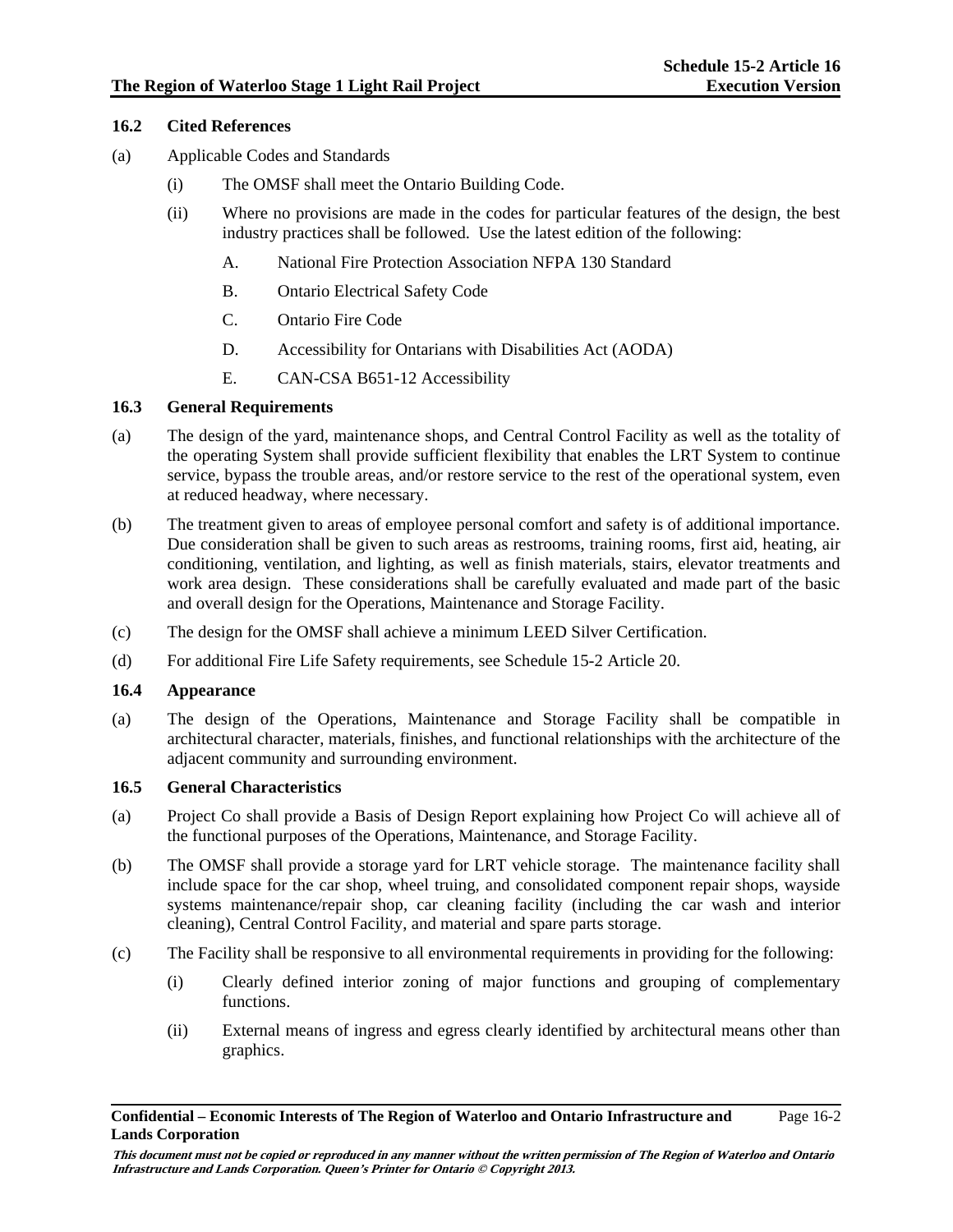### 16.2 Cited References

(a) Applicable Codes and Standards

(i) The OMSF shall meet the Ontario Building Code.

(ii) Where no provisions are made in the codes for particular features of the design, the best industry practices shall be followed. Use the latest edition of the following:

A. National Fire Protection Association NFPA 130 Standard

B. Ontario Electrical Safety Code

C. Ontario Fire Code

D. Accessibility for Ontarians with Disabilities Act (AODA)

E. CAN-CSA B651-12 Accessibility

### 16.3 General Requirements

(a) The design of the yard, maintenance shops, and Central Control Facility as well as the totality of the operating System shall provide sufficient flexibility that enables the LRT System to continue service, bypass the trouble areas, and/or restore service to the rest of the operational system, even at reduced headway, where necessary.

(b) The treatment given to areas of employee personal comfort and safety is of additional importance. Due consideration shall be given to such areas as restrooms, training rooms, first aid, heating, air conditioning, ventilation, and lighting, as well as finish materials, stairs, elevator treatments and work area design. These considerations shall be carefully evaluated and made part of the basic and overall design for the Operations, Maintenance and Storage Facility.

(c) The design for the OMSF shall achieve a minimum LEED Silver Certification.

(d) For additional Fire Life Safety requirements, see Schedule 15-2 Article 20.

### 16.4 Appearance

(a) The design of the Operations, Maintenance and Storage Facility shall be compatible in architectural character, materials, finishes, and functional relationships with the architecture of the adjacent community and surrounding environment.

### 16.5 General Characteristics

(a) Project Co shall provide a Basis of Design Report explaining how Project Co will achieve all of the functional purposes of the Operations, Maintenance, and Storage Facility.

(b) The OMSF shall provide a storage yard for LRT vehicle storage. The maintenance facility shall include space for the car shop, wheel truing, and consolidated component repair shops, wayside systems maintenance/repair shop, car cleaning facility (including the car wash and interior cleaning), Central Control Facility, and material and spare parts storage.

(c) The Facility shall be responsive to all environmental requirements in providing for the following:

(i) Clearly defined interior zoning of major functions and grouping of complementary functions.

(ii) External means of ingress and egress clearly identified by architectural means other than graphics.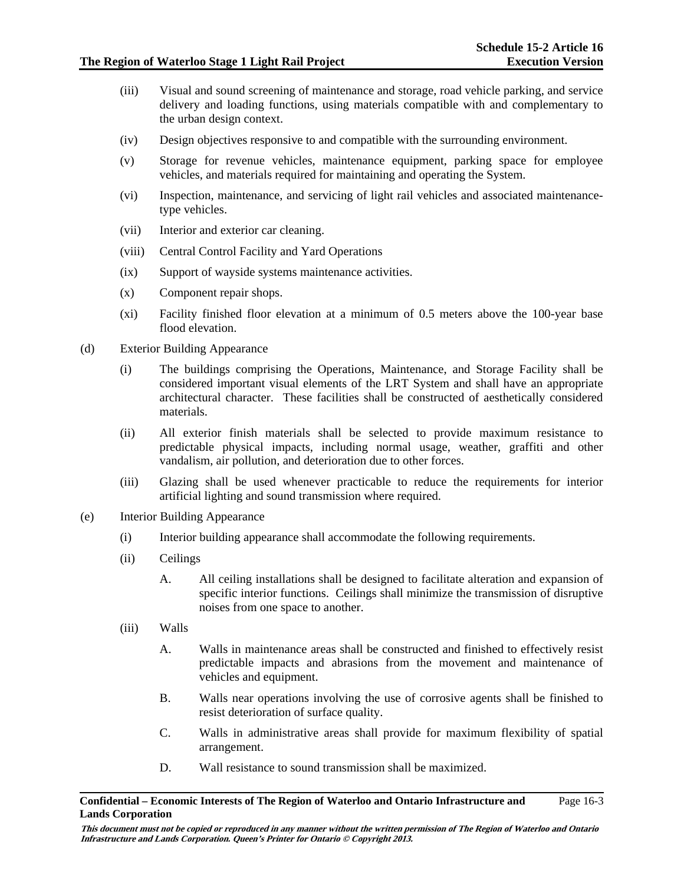(iii) Visual and sound screening of maintenance and storage, road vehicle parking, and service delivery and loading functions, using materials compatible with and complementary to the urban design context.

(iv) Design objectives responsive to and compatible with the surrounding environment.

(v) Storage for revenue vehicles, maintenance equipment, parking space for employee vehicles, and materials required for maintaining and operating the System.

(vi) Inspection, maintenance, and servicing of light rail vehicles and associated maintenance-type vehicles.

(vii) Interior and exterior car cleaning.

(viii) Central Control Facility and Yard Operations

(ix) Support of wayside systems maintenance activities.

(x) Component repair shops.

(xi) Facility finished floor elevation at a minimum of 0.5 meters above the 100-year base flood elevation.

(d) Exterior Building Appearance

(i) The buildings comprising the Operations, Maintenance, and Storage Facility shall be considered important visual elements of the LRT System and shall have an appropriate architectural character. These facilities shall be constructed of aesthetically considered materials.

(ii) All exterior finish materials shall be selected to provide maximum resistance to predictable physical impacts, including normal usage, weather, graffiti and other vandalism, air pollution, and deterioration due to other forces.

(iii) Glazing shall be used whenever practicable to reduce the requirements for interior artificial lighting and sound transmission where required.

(e) Interior Building Appearance

(i) Interior building appearance shall accommodate the following requirements.

(ii) Ceilings

A. All ceiling installations shall be designed to facilitate alteration and expansion of specific interior functions. Ceilings shall minimize the transmission of disruptive noises from one space to another.

(iii) Walls

A. Walls in maintenance areas shall be constructed and finished to effectively resist predictable impacts and abrasions from the movement and maintenance of vehicles and equipment.

B. Walls near operations involving the use of corrosive agents shall be finished to resist deterioration of surface quality.

C. Walls in administrative areas shall provide for maximum flexibility of spatial arrangement.

D. Wall resistance to sound transmission shall be maximized.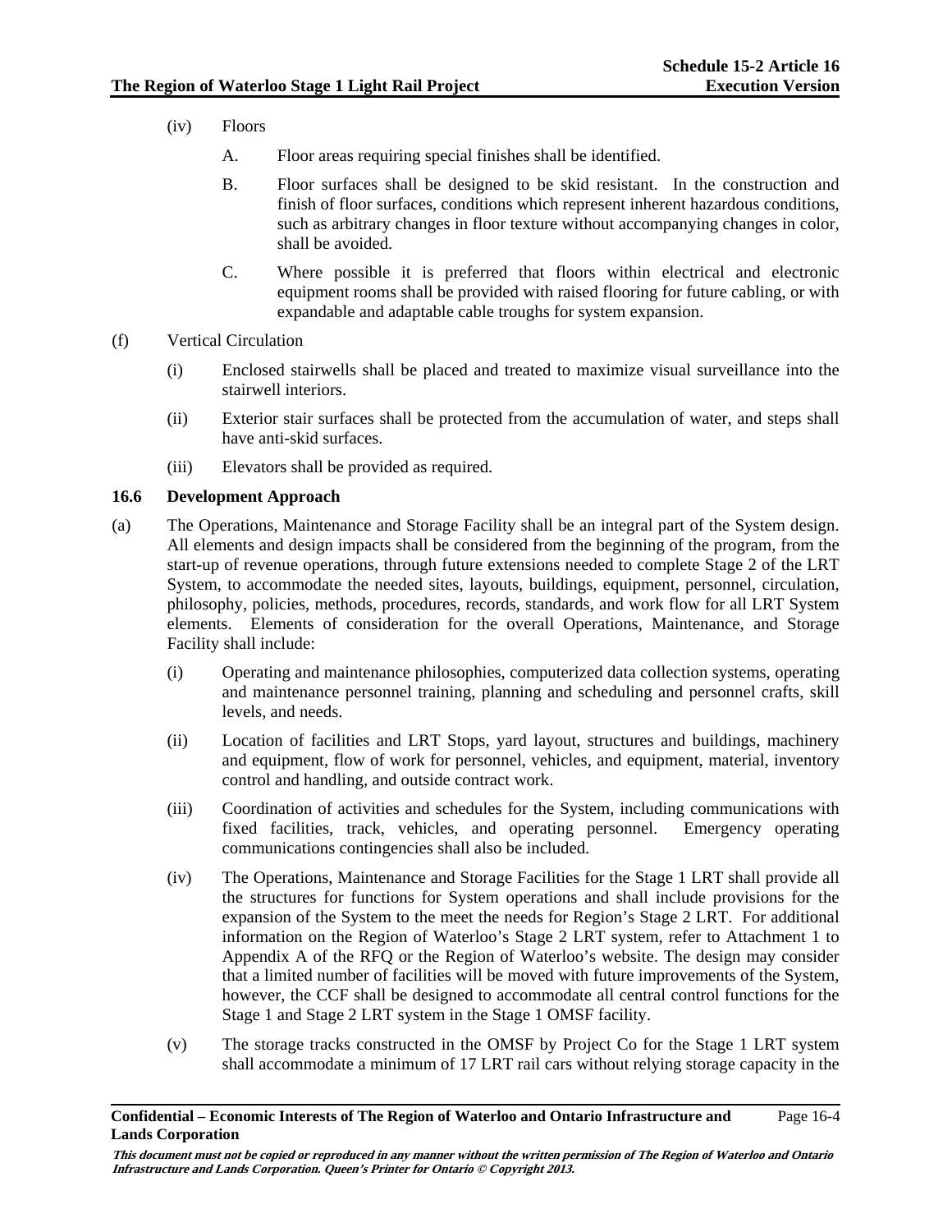(iv) Floors

A. Floor areas requiring special finishes shall be identified.

B. Floor surfaces shall be designed to be skid resistant. In the construction and finish of floor surfaces, conditions which represent inherent hazardous conditions, such as arbitrary changes in floor texture without accompanying changes in color, shall be avoided.

C. Where possible it is preferred that floors within electrical and electronic equipment rooms shall be provided with raised flooring for future cabling, or with expandable and adaptable cable troughs for system expansion.

(f) Vertical Circulation

(i) Enclosed stairwells shall be placed and treated to maximize visual surveillance into the stairwell interiors.

(ii) Exterior stair surfaces shall be protected from the accumulation of water, and steps shall have anti-skid surfaces.

(iii) Elevators shall be provided as required.

### 16.6 Development Approach

(a) The Operations, Maintenance and Storage Facility shall be an integral part of the System design. All elements and design impacts shall be considered from the beginning of the program, from the start-up of revenue operations, through future extensions needed to complete Stage 2 of the LRT System, to accommodate the needed sites, layouts, buildings, equipment, personnel, circulation, philosophy, policies, methods, procedures, records, standards, and work flow for all LRT System elements. Elements of consideration for the overall Operations, Maintenance, and Storage Facility shall include:

(i) Operating and maintenance philosophies, computerized data collection systems, operating and maintenance personnel training, planning and scheduling and personnel crafts, skill levels, and needs.

(ii) Location of facilities and LRT Stops, yard layout, structures and buildings, machinery and equipment, flow of work for personnel, vehicles, and equipment, material, inventory control and handling, and outside contract work.

(iii) Coordination of activities and schedules for the System, including communications with fixed facilities, track, vehicles, and operating personnel. Emergency operating communications contingencies shall also be included.

(iv) The Operations, Maintenance and Storage Facilities for the Stage 1 LRT shall provide all the structures for functions for System operations and shall include provisions for the expansion of the System to the meet the needs for Region's Stage 2 LRT. For additional information on the Region of Waterloo's Stage 2 LRT system, refer to Attachment 1 to Appendix A of the RFQ or the Region of Waterloo's website. The design may consider that a limited number of facilities will be moved with future improvements of the System, however, the CCF shall be designed to accommodate all central control functions for the Stage 1 and Stage 2 LRT system in the Stage 1 OMSF facility.

(v) The storage tracks constructed in the OMSF by Project Co for the Stage 1 LRT system shall accommodate a minimum of 17 LRT rail cars without relying storage capacity in the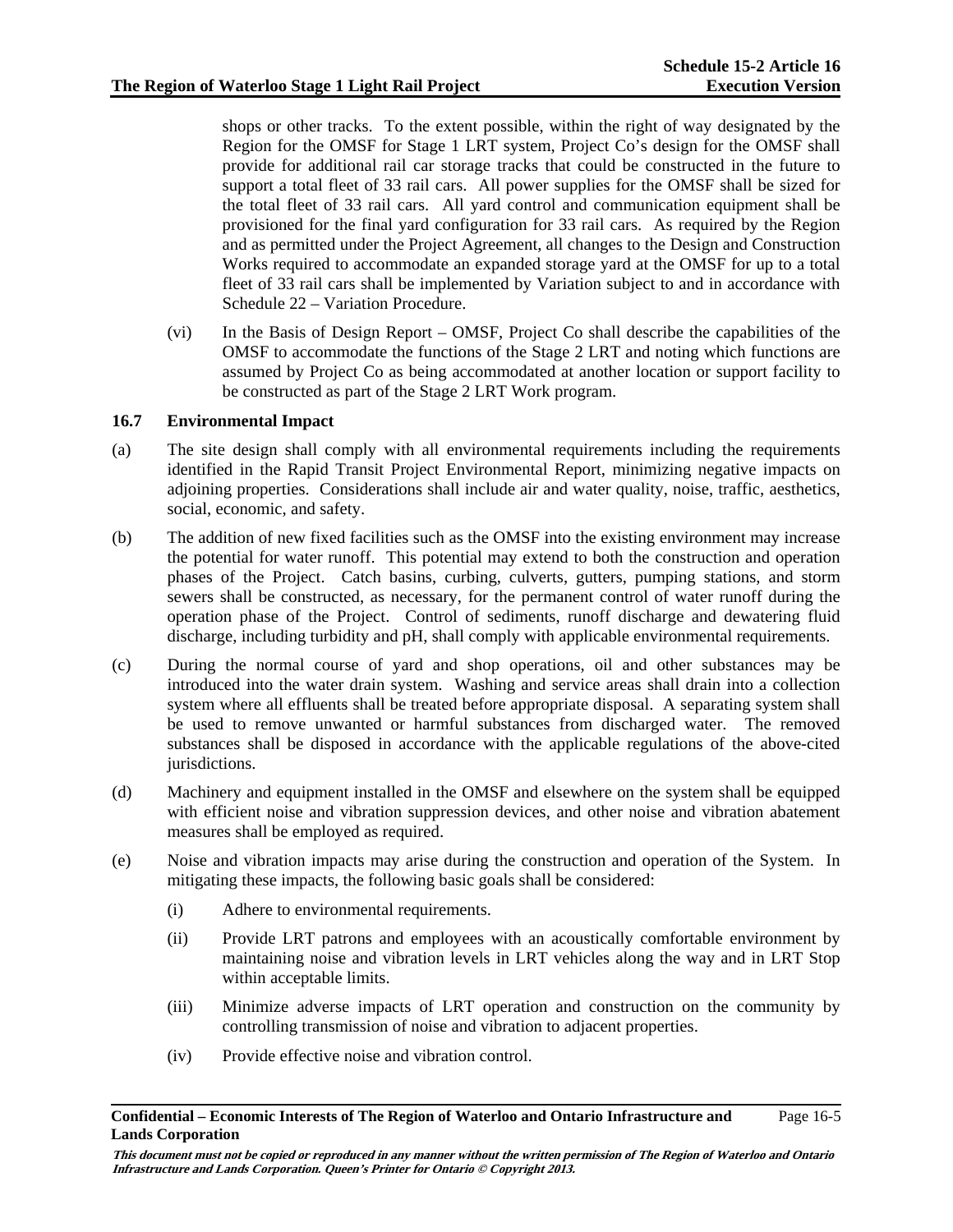shops or other tracks. To the extent possible, within the right of way designated by the Region for the OMSF for Stage 1 LRT system, Project Co's design for the OMSF shall provide for additional rail car storage tracks that could be constructed in the future to support a total fleet of 33 rail cars. All power supplies for the OMSF shall be sized for the total fleet of 33 rail cars. All yard control and communication equipment shall be provisioned for the final yard configuration for 33 rail cars. As required by the Region and as permitted under the Project Agreement, all changes to the Design and Construction Works required to accommodate an expanded storage yard at the OMSF for up to a total fleet of 33 rail cars shall be implemented by Variation subject to and in accordance with Schedule 22 – Variation Procedure.

(vi) In the Basis of Design Report – OMSF, Project Co shall describe the capabilities of the OMSF to accommodate the functions of the Stage 2 LRT and noting which functions are assumed by Project Co as being accommodated at another location or support facility to be constructed as part of the Stage 2 LRT Work program.

### 16.7 Environmental Impact

(a) The site design shall comply with all environmental requirements including the requirements identified in the Rapid Transit Project Environmental Report, minimizing negative impacts on adjoining properties. Considerations shall include air and water quality, noise, traffic, aesthetics, social, economic, and safety.

(b) The addition of new fixed facilities such as the OMSF into the existing environment may increase the potential for water runoff. This potential may extend to both the construction and operation phases of the Project. Catch basins, curbing, culverts, gutters, pumping stations, and storm sewers shall be constructed, as necessary, for the permanent control of water runoff during the operation phase of the Project. Control of sediments, runoff discharge and dewatering fluid discharge, including turbidity and pH, shall comply with applicable environmental requirements.

(c) During the normal course of yard and shop operations, oil and other substances may be introduced into the water drain system. Washing and service areas shall drain into a collection system where all effluents shall be treated before appropriate disposal. A separating system shall be used to remove unwanted or harmful substances from discharged water. The removed substances shall be disposed in accordance with the applicable regulations of the above-cited jurisdictions.

(d) Machinery and equipment installed in the OMSF and elsewhere on the system shall be equipped with efficient noise and vibration suppression devices, and other noise and vibration abatement measures shall be employed as required.

(e) Noise and vibration impacts may arise during the construction and operation of the System. In mitigating these impacts, the following basic goals shall be considered:

(i) Adhere to environmental requirements.

(ii) Provide LRT patrons and employees with an acoustically comfortable environment by maintaining noise and vibration levels in LRT vehicles along the way and in LRT Stop within acceptable limits.

(iii) Minimize adverse impacts of LRT operation and construction on the community by controlling transmission of noise and vibration to adjacent properties.

(iv) Provide effective noise and vibration control.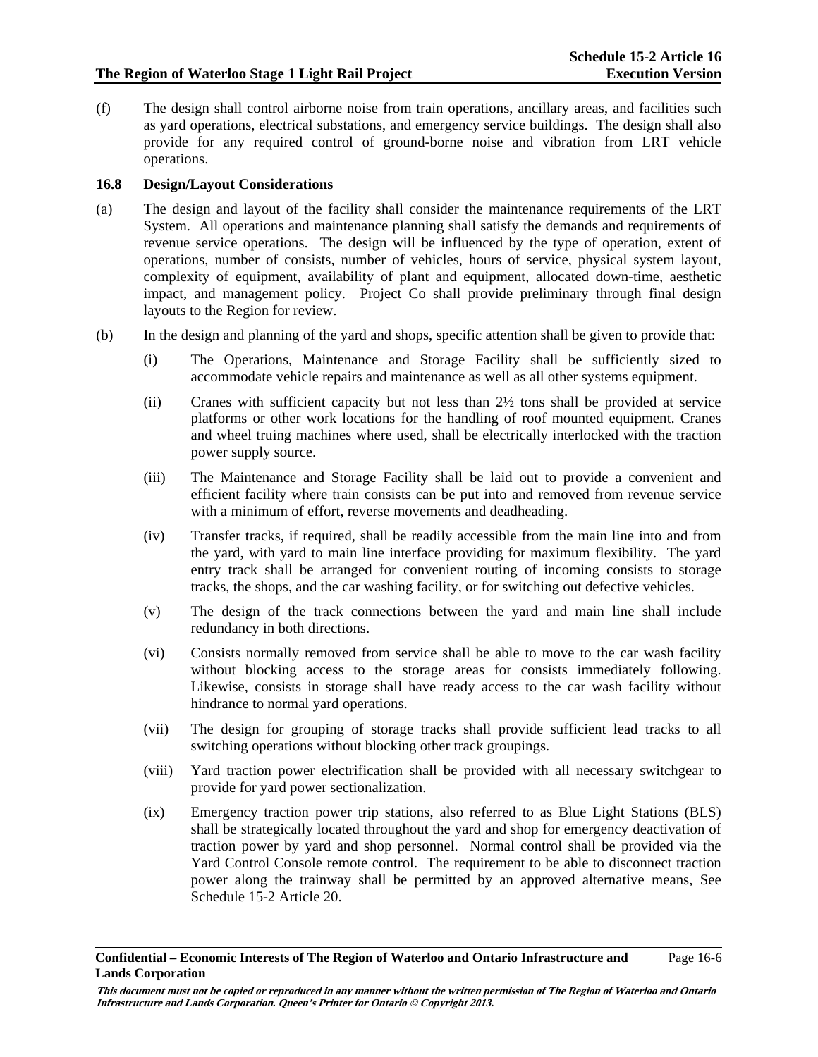(f) The design shall control airborne noise from train operations, ancillary areas, and facilities such as yard operations, electrical substations, and emergency service buildings. The design shall also provide for any required control of ground-borne noise and vibration from LRT vehicle operations.

### 16.8 Design/Layout Considerations

(a) The design and layout of the facility shall consider the maintenance requirements of the LRT System. All operations and maintenance planning shall satisfy the demands and requirements of revenue service operations. The design will be influenced by the type of operation, extent of operations, number of consists, number of vehicles, hours of service, physical system layout, complexity of equipment, availability of plant and equipment, allocated down-time, aesthetic impact, and management policy. Project Co shall provide preliminary through final design layouts to the Region for review.

(b) In the design and planning of the yard and shops, specific attention shall be given to provide that:

(i) The Operations, Maintenance and Storage Facility shall be sufficiently sized to accommodate vehicle repairs and maintenance as well as all other systems equipment.

(ii) Cranes with sufficient capacity but not less than 2½ tons shall be provided at service platforms or other work locations for the handling of roof mounted equipment. Cranes and wheel truing machines where used, shall be electrically interlocked with the traction power supply source.

(iii) The Maintenance and Storage Facility shall be laid out to provide a convenient and efficient facility where train consists can be put into and removed from revenue service with a minimum of effort, reverse movements and deadheading.

(iv) Transfer tracks, if required, shall be readily accessible from the main line into and from the yard, with yard to main line interface providing for maximum flexibility. The yard entry track shall be arranged for convenient routing of incoming consists to storage tracks, the shops, and the car washing facility, or for switching out defective vehicles.

(v) The design of the track connections between the yard and main line shall include redundancy in both directions.

(vi) Consists normally removed from service shall be able to move to the car wash facility without blocking access to the storage areas for consists immediately following. Likewise, consists in storage shall have ready access to the car wash facility without hindrance to normal yard operations.

(vii) The design for grouping of storage tracks shall provide sufficient lead tracks to all switching operations without blocking other track groupings.

(viii) Yard traction power electrification shall be provided with all necessary switchgear to provide for yard power sectionalization.

(ix) Emergency traction power trip stations, also referred to as Blue Light Stations (BLS) shall be strategically located throughout the yard and shop for emergency deactivation of traction power by yard and shop personnel. Normal control shall be provided via the Yard Control Console remote control. The requirement to be able to disconnect traction power along the trainway shall be permitted by an approved alternative means, See Schedule 15-2 Article 20.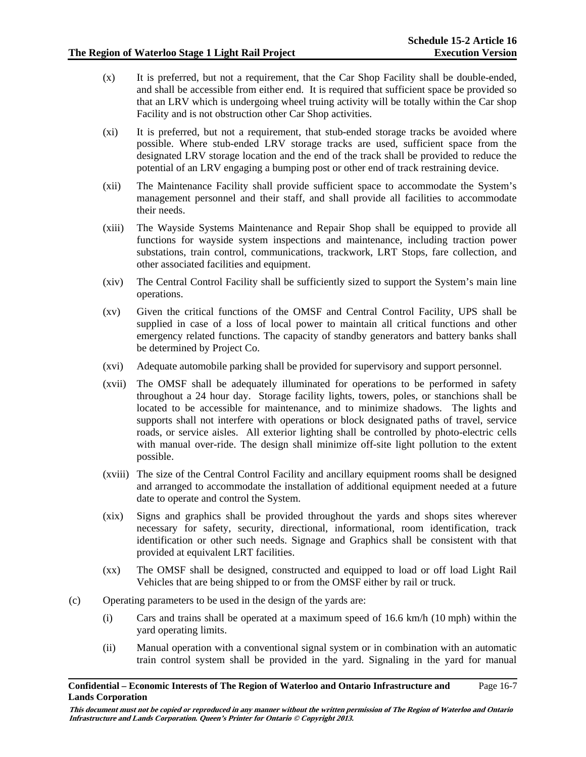(x) It is preferred, but not a requirement, that the Car Shop Facility shall be double-ended, and shall be accessible from either end. It is required that sufficient space be provided so that an LRV which is undergoing wheel truing activity will be totally within the Car shop Facility and is not obstruction other Car Shop activities.

(xi) It is preferred, but not a requirement, that stub-ended storage tracks be avoided where possible. Where stub-ended LRV storage tracks are used, sufficient space from the designated LRV storage location and the end of the track shall be provided to reduce the potential of an LRV engaging a bumping post or other end of track restraining device.

(xii) The Maintenance Facility shall provide sufficient space to accommodate the System's management personnel and their staff, and shall provide all facilities to accommodate their needs.

(xiii) The Wayside Systems Maintenance and Repair Shop shall be equipped to provide all functions for wayside system inspections and maintenance, including traction power substations, train control, communications, trackwork, LRT Stops, fare collection, and other associated facilities and equipment.

(xiv) The Central Control Facility shall be sufficiently sized to support the System's main line operations.

(xv) Given the critical functions of the OMSF and Central Control Facility, UPS shall be supplied in case of a loss of local power to maintain all critical functions and other emergency related functions. The capacity of standby generators and battery banks shall be determined by Project Co.

(xvi) Adequate automobile parking shall be provided for supervisory and support personnel.

(xvii) The OMSF shall be adequately illuminated for operations to be performed in safety throughout a 24 hour day. Storage facility lights, towers, poles, or stanchions shall be located to be accessible for maintenance, and to minimize shadows. The lights and supports shall not interfere with operations or block designated paths of travel, service roads, or service aisles. All exterior lighting shall be controlled by photo-electric cells with manual over-ride. The design shall minimize off-site light pollution to the extent possible.

(xviii) The size of the Central Control Facility and ancillary equipment rooms shall be designed and arranged to accommodate the installation of additional equipment needed at a future date to operate and control the System.

(xix) Signs and graphics shall be provided throughout the yards and shops sites wherever necessary for safety, security, directional, informational, room identification, track identification or other such needs. Signage and Graphics shall be consistent with that provided at equivalent LRT facilities.

(xx) The OMSF shall be designed, constructed and equipped to load or off load Light Rail Vehicles that are being shipped to or from the OMSF either by rail or truck.

(c) Operating parameters to be used in the design of the yards are:

(i) Cars and trains shall be operated at a maximum speed of 16.6 km/h (10 mph) within the yard operating limits.

(ii) Manual operation with a conventional signal system or in combination with an automatic train control system shall be provided in the yard. Signaling in the yard for manual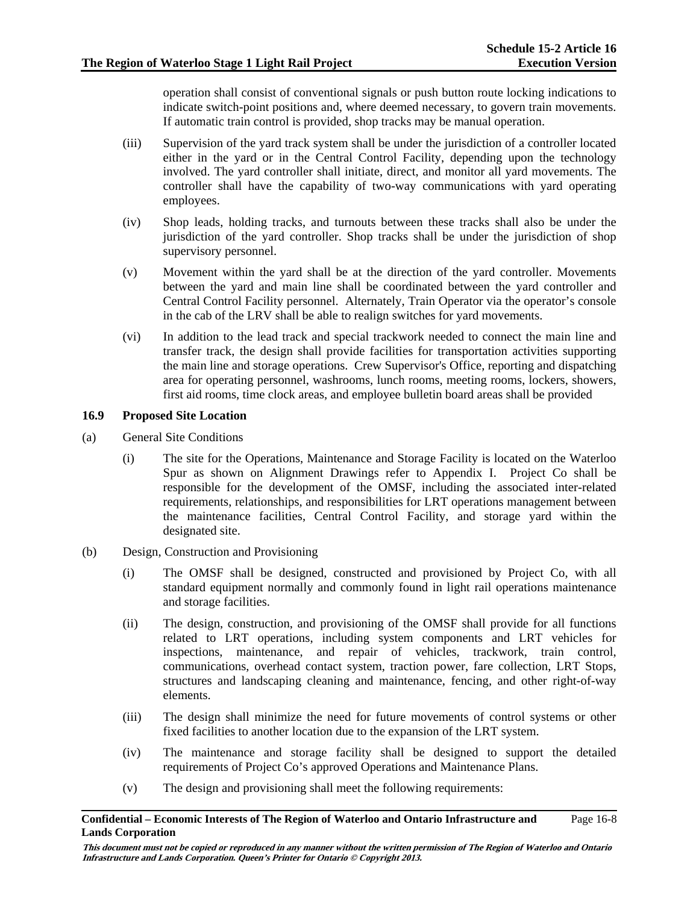operation shall consist of conventional signals or push button route locking indications to indicate switch-point positions and, where deemed necessary, to govern train movements. If automatic train control is provided, shop tracks may be manual operation.

(iii) Supervision of the yard track system shall be under the jurisdiction of a controller located either in the yard or in the Central Control Facility, depending upon the technology involved. The yard controller shall initiate, direct, and monitor all yard movements. The controller shall have the capability of two-way communications with yard operating employees.

(iv) Shop leads, holding tracks, and turnouts between these tracks shall also be under the jurisdiction of the yard controller. Shop tracks shall be under the jurisdiction of shop supervisory personnel.

(v) Movement within the yard shall be at the direction of the yard controller. Movements between the yard and main line shall be coordinated between the yard controller and Central Control Facility personnel. Alternately, Train Operator via the operator's console in the cab of the LRV shall be able to realign switches for yard movements.

(vi) In addition to the lead track and special trackwork needed to connect the main line and transfer track, the design shall provide facilities for transportation activities supporting the main line and storage operations. Crew Supervisor's Office, reporting and dispatching area for operating personnel, washrooms, lunch rooms, meeting rooms, lockers, showers, first aid rooms, time clock areas, and employee bulletin board areas shall be provided

### 16.9 Proposed Site Location

(a) General Site Conditions

(i) The site for the Operations, Maintenance and Storage Facility is located on the Waterloo Spur as shown on Alignment Drawings refer to Appendix I. Project Co shall be responsible for the development of the OMSF, including the associated inter-related requirements, relationships, and responsibilities for LRT operations management between the maintenance facilities, Central Control Facility, and storage yard within the designated site.

(b) Design, Construction and Provisioning

(i) The OMSF shall be designed, constructed and provisioned by Project Co, with all standard equipment normally and commonly found in light rail operations maintenance and storage facilities.

(ii) The design, construction, and provisioning of the OMSF shall provide for all functions related to LRT operations, including system components and LRT vehicles for inspections, maintenance, and repair of vehicles, trackwork, train control, communications, overhead contact system, traction power, fare collection, LRT Stops, structures and landscaping cleaning and maintenance, fencing, and other right-of-way elements.

(iii) The design shall minimize the need for future movements of control systems or other fixed facilities to another location due to the expansion of the LRT system.

(iv) The maintenance and storage facility shall be designed to support the detailed requirements of Project Co's approved Operations and Maintenance Plans.

(v) The design and provisioning shall meet the following requirements: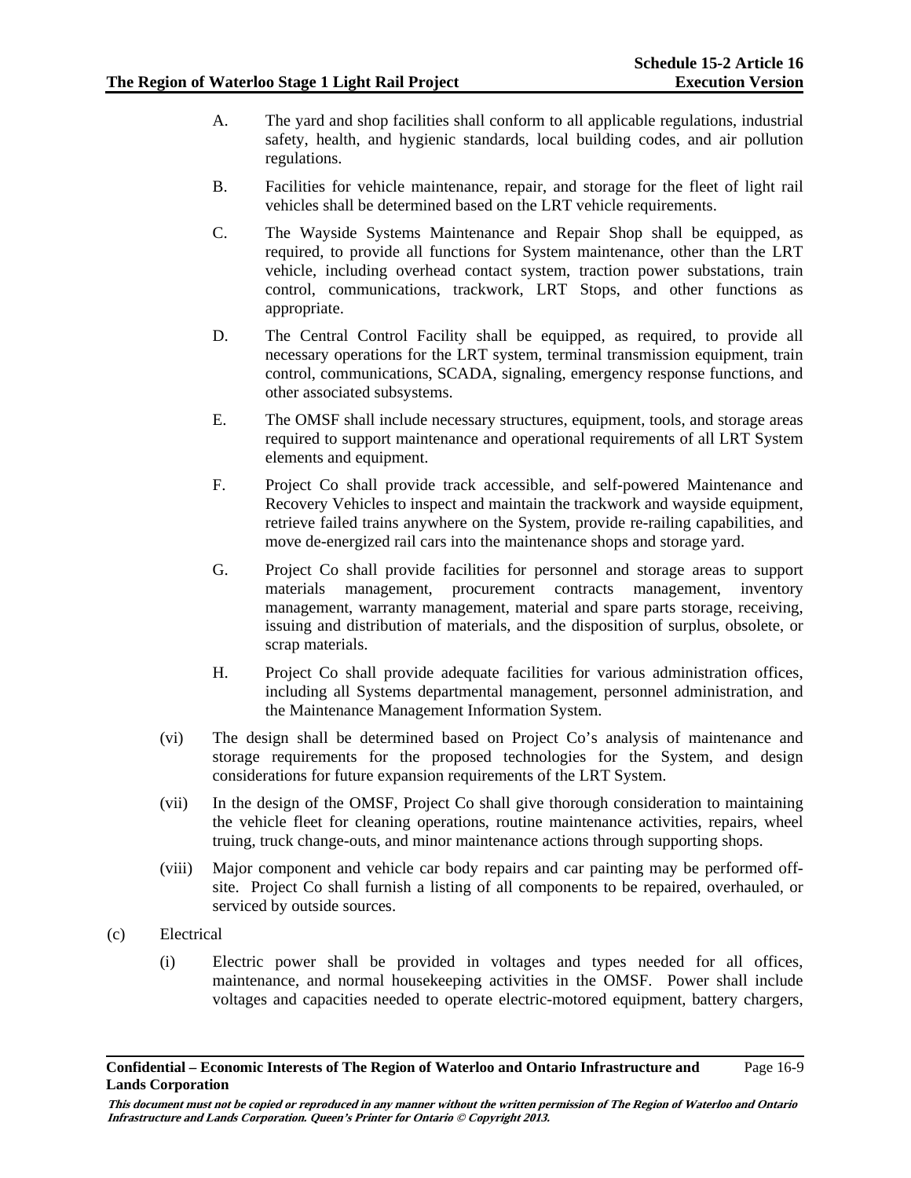A. The yard and shop facilities shall conform to all applicable regulations, industrial safety, health, and hygienic standards, local building codes, and air pollution regulations.

B. Facilities for vehicle maintenance, repair, and storage for the fleet of light rail vehicles shall be determined based on the LRT vehicle requirements.

C. The Wayside Systems Maintenance and Repair Shop shall be equipped, as required, to provide all functions for System maintenance, other than the LRT vehicle, including overhead contact system, traction power substations, train control, communications, trackwork, LRT Stops, and other functions as appropriate.

D. The Central Control Facility shall be equipped, as required, to provide all necessary operations for the LRT system, terminal transmission equipment, train control, communications, SCADA, signaling, emergency response functions, and other associated subsystems.

E. The OMSF shall include necessary structures, equipment, tools, and storage areas required to support maintenance and operational requirements of all LRT System elements and equipment.

F. Project Co shall provide track accessible, and self-powered Maintenance and Recovery Vehicles to inspect and maintain the trackwork and wayside equipment, retrieve failed trains anywhere on the System, provide re-railing capabilities, and move de-energized rail cars into the maintenance shops and storage yard.

G. Project Co shall provide facilities for personnel and storage areas to support materials management, procurement contracts management, inventory management, warranty management, material and spare parts storage, receiving, issuing and distribution of materials, and the disposition of surplus, obsolete, or scrap materials.

H. Project Co shall provide adequate facilities for various administration offices, including all Systems departmental management, personnel administration, and the Maintenance Management Information System.

(vi) The design shall be determined based on Project Co's analysis of maintenance and storage requirements for the proposed technologies for the System, and design considerations for future expansion requirements of the LRT System.

(vii) In the design of the OMSF, Project Co shall give thorough consideration to maintaining the vehicle fleet for cleaning operations, routine maintenance activities, repairs, wheel truing, truck change-outs, and minor maintenance actions through supporting shops.

(viii) Major component and vehicle car body repairs and car painting may be performed off-site. Project Co shall furnish a listing of all components to be repaired, overhauled, or serviced by outside sources.

(c) Electrical

(i) Electric power shall be provided in voltages and types needed for all offices, maintenance, and normal housekeeping activities in the OMSF. Power shall include voltages and capacities needed to operate electric-motored equipment, battery chargers,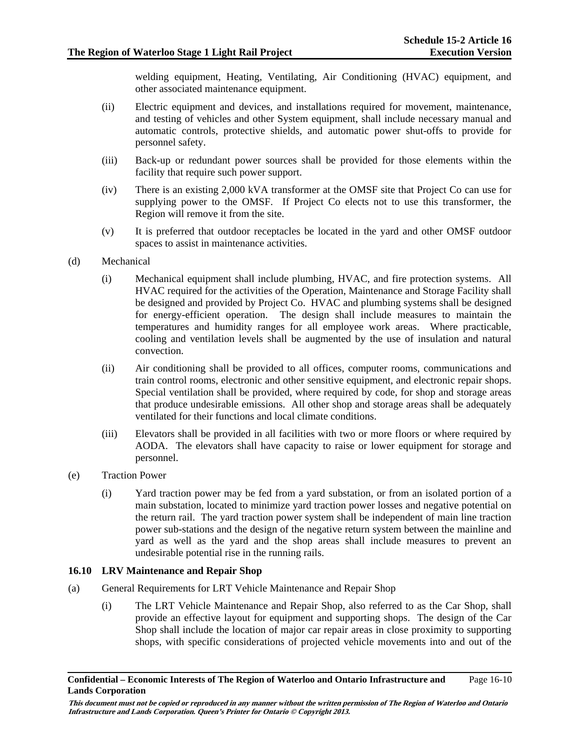welding equipment, Heating, Ventilating, Air Conditioning (HVAC) equipment, and other associated maintenance equipment.

(ii) Electric equipment and devices, and installations required for movement, maintenance, and testing of vehicles and other System equipment, shall include necessary manual and automatic controls, protective shields, and automatic power shut-offs to provide for personnel safety.

(iii) Back-up or redundant power sources shall be provided for those elements within the facility that require such power support.

(iv) There is an existing 2,000 kVA transformer at the OMSF site that Project Co can use for supplying power to the OMSF. If Project Co elects not to use this transformer, the Region will remove it from the site.

(v) It is preferred that outdoor receptacles be located in the yard and other OMSF outdoor spaces to assist in maintenance activities.

(d) Mechanical

(i) Mechanical equipment shall include plumbing, HVAC, and fire protection systems. All HVAC required for the activities of the Operation, Maintenance and Storage Facility shall be designed and provided by Project Co. HVAC and plumbing systems shall be designed for energy-efficient operation. The design shall include measures to maintain the temperatures and humidity ranges for all employee work areas. Where practicable, cooling and ventilation levels shall be augmented by the use of insulation and natural convection.

(ii) Air conditioning shall be provided to all offices, computer rooms, communications and train control rooms, electronic and other sensitive equipment, and electronic repair shops. Special ventilation shall be provided, where required by code, for shop and storage areas that produce undesirable emissions. All other shop and storage areas shall be adequately ventilated for their functions and local climate conditions.

(iii) Elevators shall be provided in all facilities with two or more floors or where required by AODA. The elevators shall have capacity to raise or lower equipment for storage and personnel.

(e) Traction Power

(i) Yard traction power may be fed from a yard substation, or from an isolated portion of a main substation, located to minimize yard traction power losses and negative potential on the return rail. The yard traction power system shall be independent of main line traction power sub-stations and the design of the negative return system between the mainline and yard as well as the yard and the shop areas shall include measures to prevent an undesirable potential rise in the running rails.

### 16.10 LRV Maintenance and Repair Shop

(a) General Requirements for LRT Vehicle Maintenance and Repair Shop

(i) The LRT Vehicle Maintenance and Repair Shop, also referred to as the Car Shop, shall provide an effective layout for equipment and supporting shops. The design of the Car Shop shall include the location of major car repair areas in close proximity to supporting shops, with specific considerations of projected vehicle movements into and out of the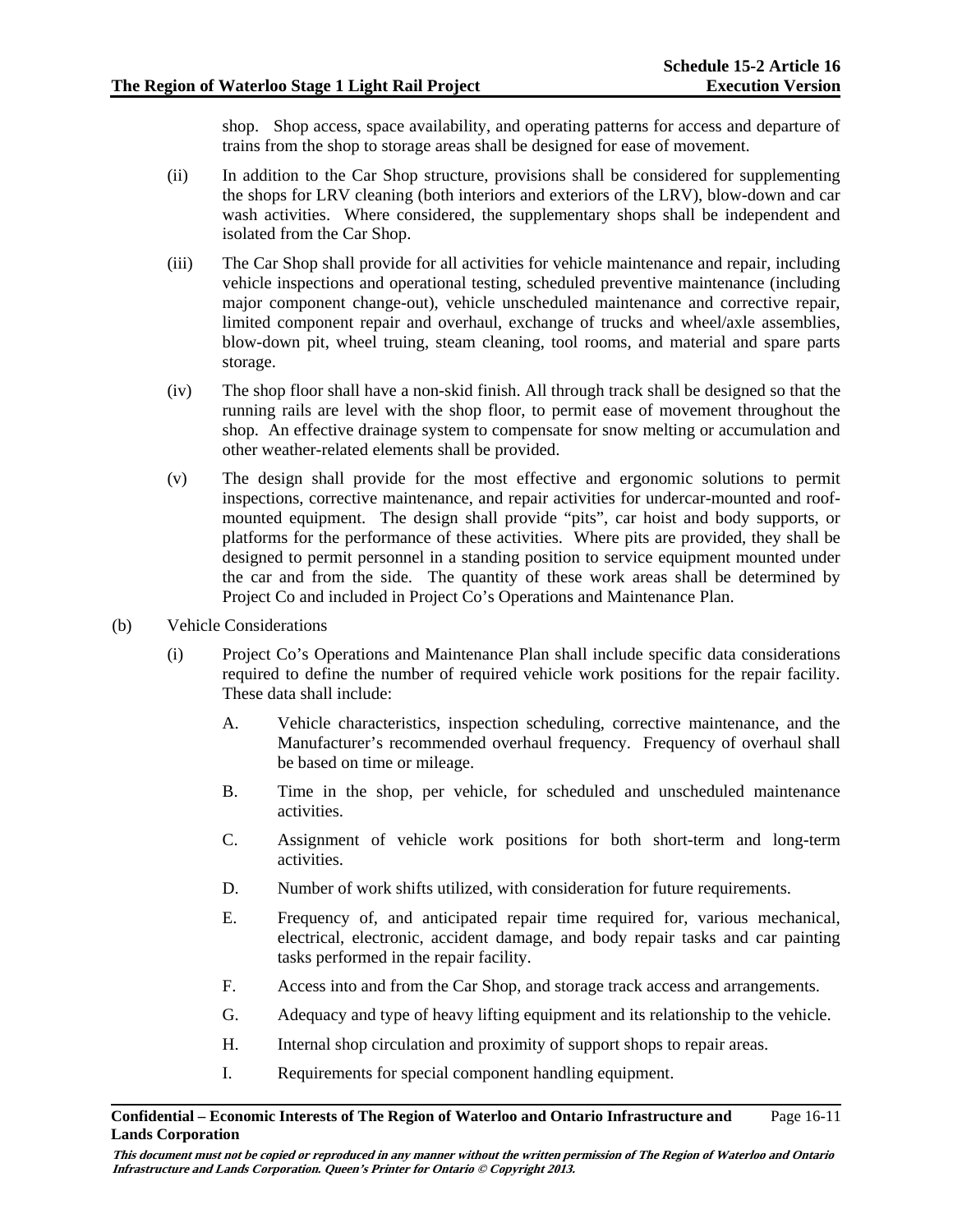shop. Shop access, space availability, and operating patterns for access and departure of trains from the shop to storage areas shall be designed for ease of movement.

(ii) In addition to the Car Shop structure, provisions shall be considered for supplementing the shops for LRV cleaning (both interiors and exteriors of the LRV), blow-down and car wash activities. Where considered, the supplementary shops shall be independent and isolated from the Car Shop.

(iii) The Car Shop shall provide for all activities for vehicle maintenance and repair, including vehicle inspections and operational testing, scheduled preventive maintenance (including major component change-out), vehicle unscheduled maintenance and corrective repair, limited component repair and overhaul, exchange of trucks and wheel/axle assemblies, blow-down pit, wheel truing, steam cleaning, tool rooms, and material and spare parts storage.

(iv) The shop floor shall have a non-skid finish. All through track shall be designed so that the running rails are level with the shop floor, to permit ease of movement throughout the shop. An effective drainage system to compensate for snow melting or accumulation and other weather-related elements shall be provided.

(v) The design shall provide for the most effective and ergonomic solutions to permit inspections, corrective maintenance, and repair activities for undercar-mounted and roof-mounted equipment. The design shall provide "pits", car hoist and body supports, or platforms for the performance of these activities. Where pits are provided, they shall be designed to permit personnel in a standing position to service equipment mounted under the car and from the side. The quantity of these work areas shall be determined by Project Co and included in Project Co's Operations and Maintenance Plan.

(b) Vehicle Considerations

(i) Project Co's Operations and Maintenance Plan shall include specific data considerations required to define the number of required vehicle work positions for the repair facility. These data shall include:

A. Vehicle characteristics, inspection scheduling, corrective maintenance, and the Manufacturer's recommended overhaul frequency. Frequency of overhaul shall be based on time or mileage.

B. Time in the shop, per vehicle, for scheduled and unscheduled maintenance activities.

C. Assignment of vehicle work positions for both short-term and long-term activities.

D. Number of work shifts utilized, with consideration for future requirements.

E. Frequency of, and anticipated repair time required for, various mechanical, electrical, electronic, accident damage, and body repair tasks and car painting tasks performed in the repair facility.

F. Access into and from the Car Shop, and storage track access and arrangements.

G. Adequacy and type of heavy lifting equipment and its relationship to the vehicle.

H. Internal shop circulation and proximity of support shops to repair areas.

I. Requirements for special component handling equipment.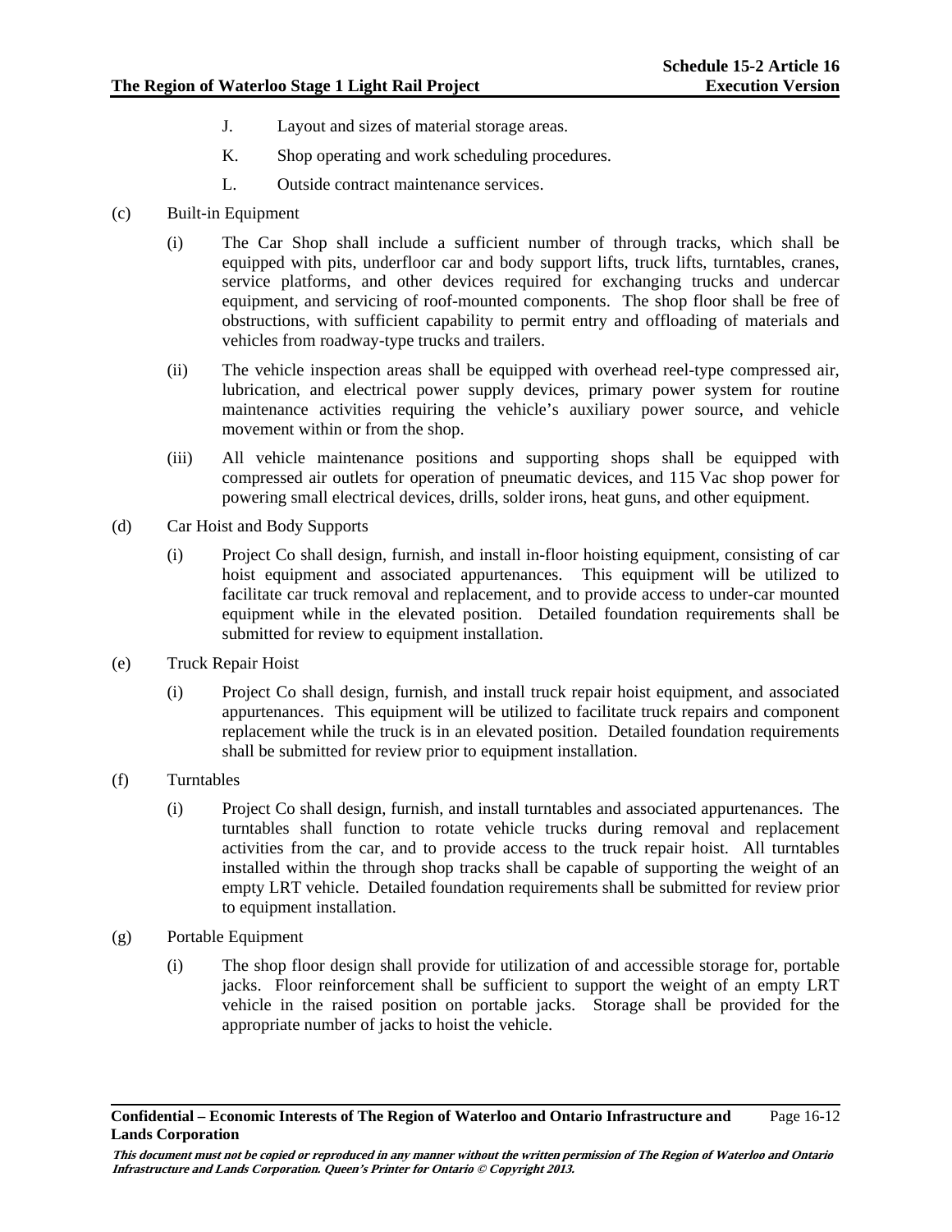J. Layout and sizes of material storage areas.

K. Shop operating and work scheduling procedures.

L. Outside contract maintenance services.

(c) Built-in Equipment

(i) The Car Shop shall include a sufficient number of through tracks, which shall be equipped with pits, underfloor car and body support lifts, truck lifts, turntables, cranes, service platforms, and other devices required for exchanging trucks and undercar equipment, and servicing of roof-mounted components. The shop floor shall be free of obstructions, with sufficient capability to permit entry and offloading of materials and vehicles from roadway-type trucks and trailers.

(ii) The vehicle inspection areas shall be equipped with overhead reel-type compressed air, lubrication, and electrical power supply devices, primary power system for routine maintenance activities requiring the vehicle's auxiliary power source, and vehicle movement within or from the shop.

(iii) All vehicle maintenance positions and supporting shops shall be equipped with compressed air outlets for operation of pneumatic devices, and 115 Vac shop power for powering small electrical devices, drills, solder irons, heat guns, and other equipment.

(d) Car Hoist and Body Supports

(i) Project Co shall design, furnish, and install in-floor hoisting equipment, consisting of car hoist equipment and associated appurtenances. This equipment will be utilized to facilitate car truck removal and replacement, and to provide access to under-car mounted equipment while in the elevated position. Detailed foundation requirements shall be submitted for review to equipment installation.

(e) Truck Repair Hoist

(i) Project Co shall design, furnish, and install truck repair hoist equipment, and associated appurtenances. This equipment will be utilized to facilitate truck repairs and component replacement while the truck is in an elevated position. Detailed foundation requirements shall be submitted for review prior to equipment installation.

(f) Turntables

(i) Project Co shall design, furnish, and install turntables and associated appurtenances. The turntables shall function to rotate vehicle trucks during removal and replacement activities from the car, and to provide access to the truck repair hoist. All turntables installed within the through shop tracks shall be capable of supporting the weight of an empty LRT vehicle. Detailed foundation requirements shall be submitted for review prior to equipment installation.

(g) Portable Equipment

(i) The shop floor design shall provide for utilization of and accessible storage for, portable jacks. Floor reinforcement shall be sufficient to support the weight of an empty LRT vehicle in the raised position on portable jacks. Storage shall be provided for the appropriate number of jacks to hoist the vehicle.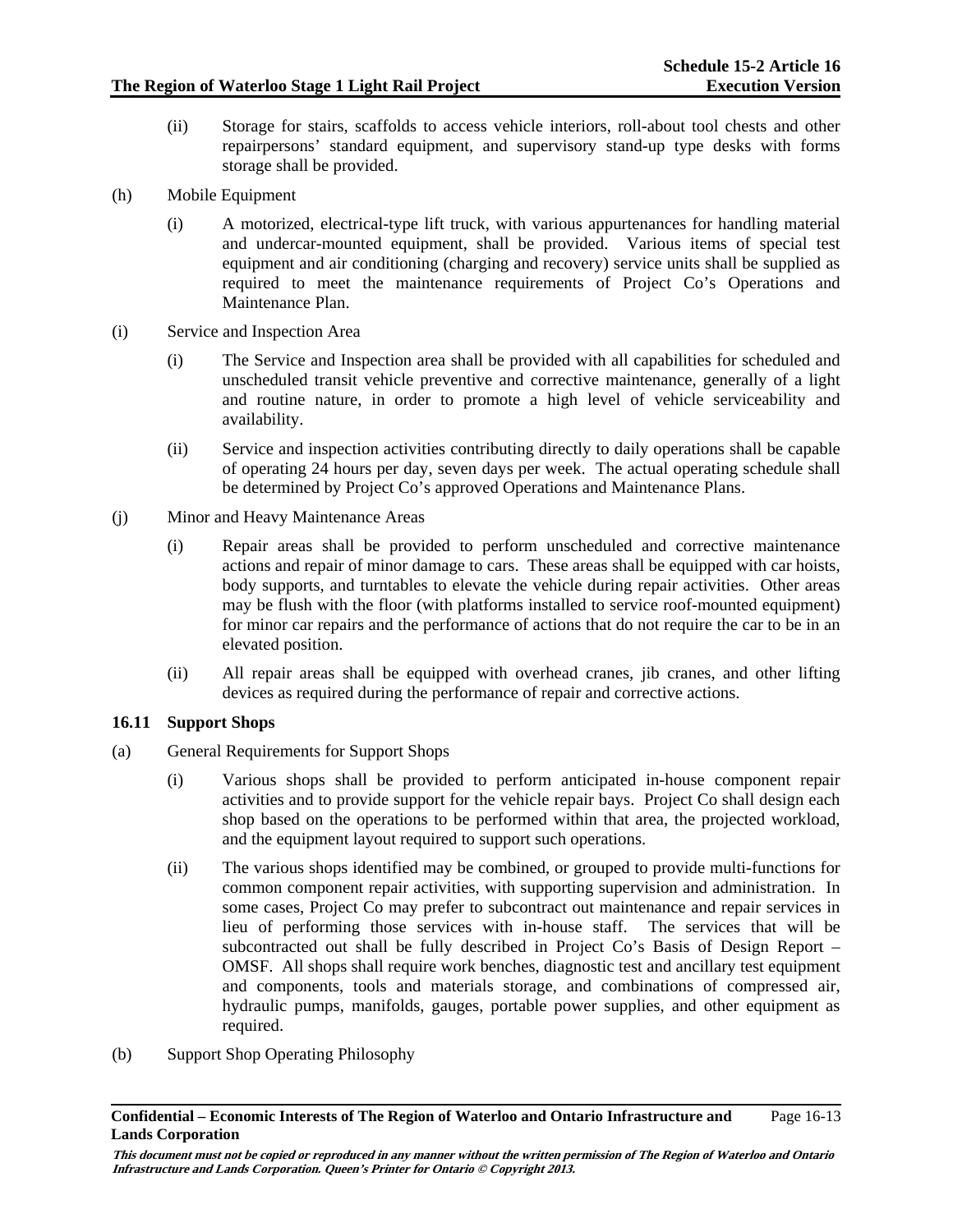(ii) Storage for stairs, scaffolds to access vehicle interiors, roll-about tool chests and other repairpersons' standard equipment, and supervisory stand-up type desks with forms storage shall be provided.

(h) Mobile Equipment

(i) A motorized, electrical-type lift truck, with various appurtenances for handling material and undercar-mounted equipment, shall be provided. Various items of special test equipment and air conditioning (charging and recovery) service units shall be supplied as required to meet the maintenance requirements of Project Co's Operations and Maintenance Plan.

(i) Service and Inspection Area

(i) The Service and Inspection area shall be provided with all capabilities for scheduled and unscheduled transit vehicle preventive and corrective maintenance, generally of a light and routine nature, in order to promote a high level of vehicle serviceability and availability.

(ii) Service and inspection activities contributing directly to daily operations shall be capable of operating 24 hours per day, seven days per week. The actual operating schedule shall be determined by Project Co's approved Operations and Maintenance Plans.

(j) Minor and Heavy Maintenance Areas

(i) Repair areas shall be provided to perform unscheduled and corrective maintenance actions and repair of minor damage to cars. These areas shall be equipped with car hoists, body supports, and turntables to elevate the vehicle during repair activities. Other areas may be flush with the floor (with platforms installed to service roof-mounted equipment) for minor car repairs and the performance of actions that do not require the car to be in an elevated position.

(ii) All repair areas shall be equipped with overhead cranes, jib cranes, and other lifting devices as required during the performance of repair and corrective actions.

### 16.11 Support Shops

(a) General Requirements for Support Shops

(i) Various shops shall be provided to perform anticipated in-house component repair activities and to provide support for the vehicle repair bays. Project Co shall design each shop based on the operations to be performed within that area, the projected workload, and the equipment layout required to support such operations.

(ii) The various shops identified may be combined, or grouped to provide multi-functions for common component repair activities, with supporting supervision and administration. In some cases, Project Co may prefer to subcontract out maintenance and repair services in lieu of performing those services with in-house staff. The services that will be subcontracted out shall be fully described in Project Co's Basis of Design Report – OMSF. All shops shall require work benches, diagnostic test and ancillary test equipment and components, tools and materials storage, and combinations of compressed air, hydraulic pumps, manifolds, gauges, portable power supplies, and other equipment as required.

(b) Support Shop Operating Philosophy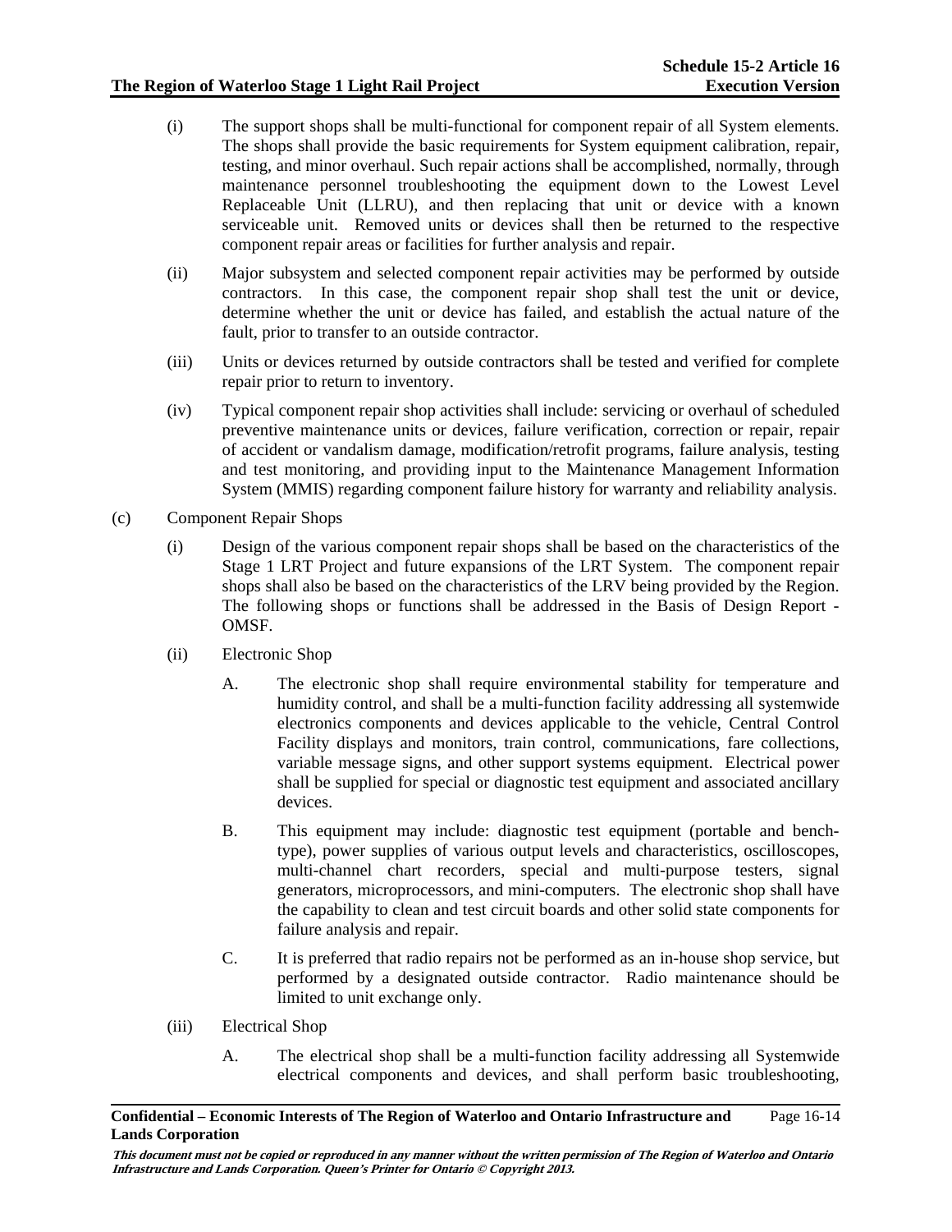(i) The support shops shall be multi-functional for component repair of all System elements. The shops shall provide the basic requirements for System equipment calibration, repair, testing, and minor overhaul. Such repair actions shall be accomplished, normally, through maintenance personnel troubleshooting the equipment down to the Lowest Level Replaceable Unit (LLRU), and then replacing that unit or device with a known serviceable unit. Removed units or devices shall then be returned to the respective component repair areas or facilities for further analysis and repair.

(ii) Major subsystem and selected component repair activities may be performed by outside contractors. In this case, the component repair shop shall test the unit or device, determine whether the unit or device has failed, and establish the actual nature of the fault, prior to transfer to an outside contractor.

(iii) Units or devices returned by outside contractors shall be tested and verified for complete repair prior to return to inventory.

(iv) Typical component repair shop activities shall include: servicing or overhaul of scheduled preventive maintenance units or devices, failure verification, correction or repair, repair of accident or vandalism damage, modification/retrofit programs, failure analysis, testing and test monitoring, and providing input to the Maintenance Management Information System (MMIS) regarding component failure history for warranty and reliability analysis.

(c) Component Repair Shops

(i) Design of the various component repair shops shall be based on the characteristics of the Stage 1 LRT Project and future expansions of the LRT System. The component repair shops shall also be based on the characteristics of the LRV being provided by the Region. The following shops or functions shall be addressed in the Basis of Design Report - OMSF.

(ii) Electronic Shop

A. The electronic shop shall require environmental stability for temperature and humidity control, and shall be a multi-function facility addressing all systemwide electronics components and devices applicable to the vehicle, Central Control Facility displays and monitors, train control, communications, fare collections, variable message signs, and other support systems equipment. Electrical power shall be supplied for special or diagnostic test equipment and associated ancillary devices.

B. This equipment may include: diagnostic test equipment (portable and bench-type), power supplies of various output levels and characteristics, oscilloscopes, multi-channel chart recorders, special and multi-purpose testers, signal generators, microprocessors, and mini-computers. The electronic shop shall have the capability to clean and test circuit boards and other solid state components for failure analysis and repair.

C. It is preferred that radio repairs not be performed as an in-house shop service, but performed by a designated outside contractor. Radio maintenance should be limited to unit exchange only.

(iii) Electrical Shop

A. The electrical shop shall be a multi-function facility addressing all Systemwide electrical components and devices, and shall perform basic troubleshooting,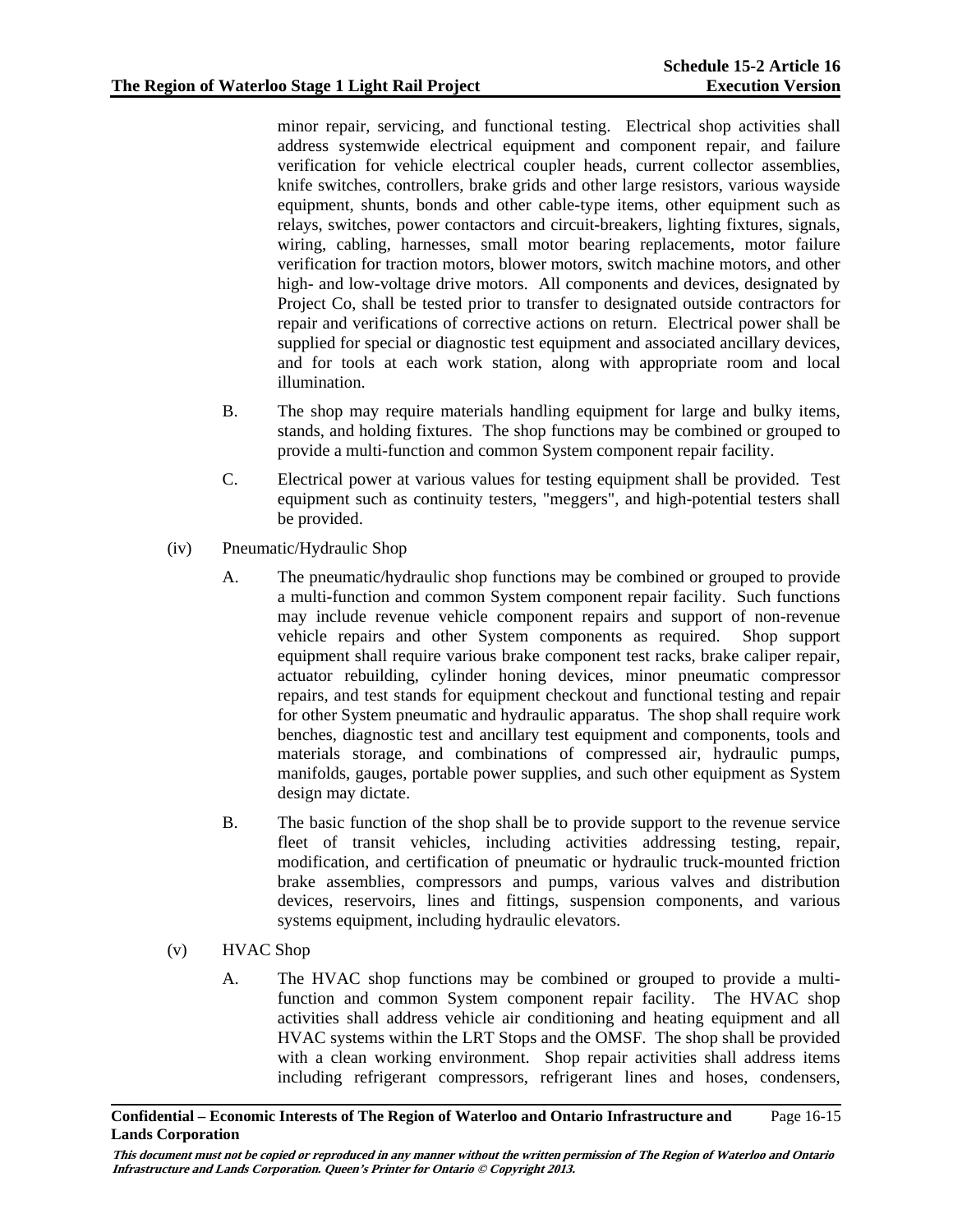minor repair, servicing, and functional testing. Electrical shop activities shall address systemwide electrical equipment and component repair, and failure verification for vehicle electrical coupler heads, current collector assemblies, knife switches, controllers, brake grids and other large resistors, various wayside equipment, shunts, bonds and other cable-type items, other equipment such as relays, switches, power contactors and circuit-breakers, lighting fixtures, signals, wiring, cabling, harnesses, small motor bearing replacements, motor failure verification for traction motors, blower motors, switch machine motors, and other high- and low-voltage drive motors. All components and devices, designated by Project Co, shall be tested prior to transfer to designated outside contractors for repair and verifications of corrective actions on return. Electrical power shall be supplied for special or diagnostic test equipment and associated ancillary devices, and for tools at each work station, along with appropriate room and local illumination.

B. The shop may require materials handling equipment for large and bulky items, stands, and holding fixtures. The shop functions may be combined or grouped to provide a multi-function and common System component repair facility.

C. Electrical power at various values for testing equipment shall be provided. Test equipment such as continuity testers, "meggers", and high-potential testers shall be provided.

(iv) Pneumatic/Hydraulic Shop

A. The pneumatic/hydraulic shop functions may be combined or grouped to provide a multi-function and common System component repair facility. Such functions may include revenue vehicle component repairs and support of non-revenue vehicle repairs and other System components as required. Shop support equipment shall require various brake component test racks, brake caliper repair, actuator rebuilding, cylinder honing devices, minor pneumatic compressor repairs, and test stands for equipment checkout and functional testing and repair for other System pneumatic and hydraulic apparatus. The shop shall require work benches, diagnostic test and ancillary test equipment and components, tools and materials storage, and combinations of compressed air, hydraulic pumps, manifolds, gauges, portable power supplies, and such other equipment as System design may dictate.

B. The basic function of the shop shall be to provide support to the revenue service fleet of transit vehicles, including activities addressing testing, repair, modification, and certification of pneumatic or hydraulic truck-mounted friction brake assemblies, compressors and pumps, various valves and distribution devices, reservoirs, lines and fittings, suspension components, and various systems equipment, including hydraulic elevators.

(v) HVAC Shop

A. The HVAC shop functions may be combined or grouped to provide a multi-function and common System component repair facility. The HVAC shop activities shall address vehicle air conditioning and heating equipment and all HVAC systems within the LRT Stops and the OMSF. The shop shall be provided with a clean working environment. Shop repair activities shall address items including refrigerant compressors, refrigerant lines and hoses, condensers,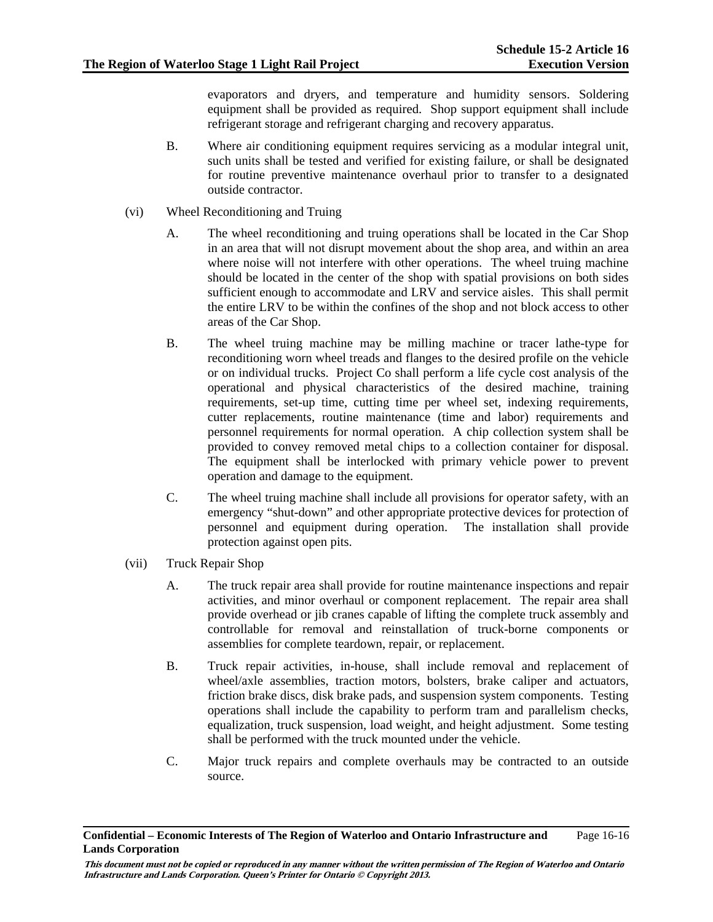evaporators and dryers, and temperature and humidity sensors. Soldering equipment shall be provided as required. Shop support equipment shall include refrigerant storage and refrigerant charging and recovery apparatus.

B. Where air conditioning equipment requires servicing as a modular integral unit, such units shall be tested and verified for existing failure, or shall be designated for routine preventive maintenance overhaul prior to transfer to a designated outside contractor.

(vi) Wheel Reconditioning and Truing

A. The wheel reconditioning and truing operations shall be located in the Car Shop in an area that will not disrupt movement about the shop area, and within an area where noise will not interfere with other operations. The wheel truing machine should be located in the center of the shop with spatial provisions on both sides sufficient enough to accommodate and LRV and service aisles. This shall permit the entire LRV to be within the confines of the shop and not block access to other areas of the Car Shop.

B. The wheel truing machine may be milling machine or tracer lathe-type for reconditioning worn wheel treads and flanges to the desired profile on the vehicle or on individual trucks. Project Co shall perform a life cycle cost analysis of the operational and physical characteristics of the desired machine, training requirements, set-up time, cutting time per wheel set, indexing requirements, cutter replacements, routine maintenance (time and labor) requirements and personnel requirements for normal operation. A chip collection system shall be provided to convey removed metal chips to a collection container for disposal. The equipment shall be interlocked with primary vehicle power to prevent operation and damage to the equipment.

C. The wheel truing machine shall include all provisions for operator safety, with an emergency "shut-down" and other appropriate protective devices for protection of personnel and equipment during operation. The installation shall provide protection against open pits.

(vii) Truck Repair Shop

A. The truck repair area shall provide for routine maintenance inspections and repair activities, and minor overhaul or component replacement. The repair area shall provide overhead or jib cranes capable of lifting the complete truck assembly and controllable for removal and reinstallation of truck-borne components or assemblies for complete teardown, repair, or replacement.

B. Truck repair activities, in-house, shall include removal and replacement of wheel/axle assemblies, traction motors, bolsters, brake caliper and actuators, friction brake discs, disk brake pads, and suspension system components. Testing operations shall include the capability to perform tram and parallelism checks, equalization, truck suspension, load weight, and height adjustment. Some testing shall be performed with the truck mounted under the vehicle.

C. Major truck repairs and complete overhauls may be contracted to an outside source.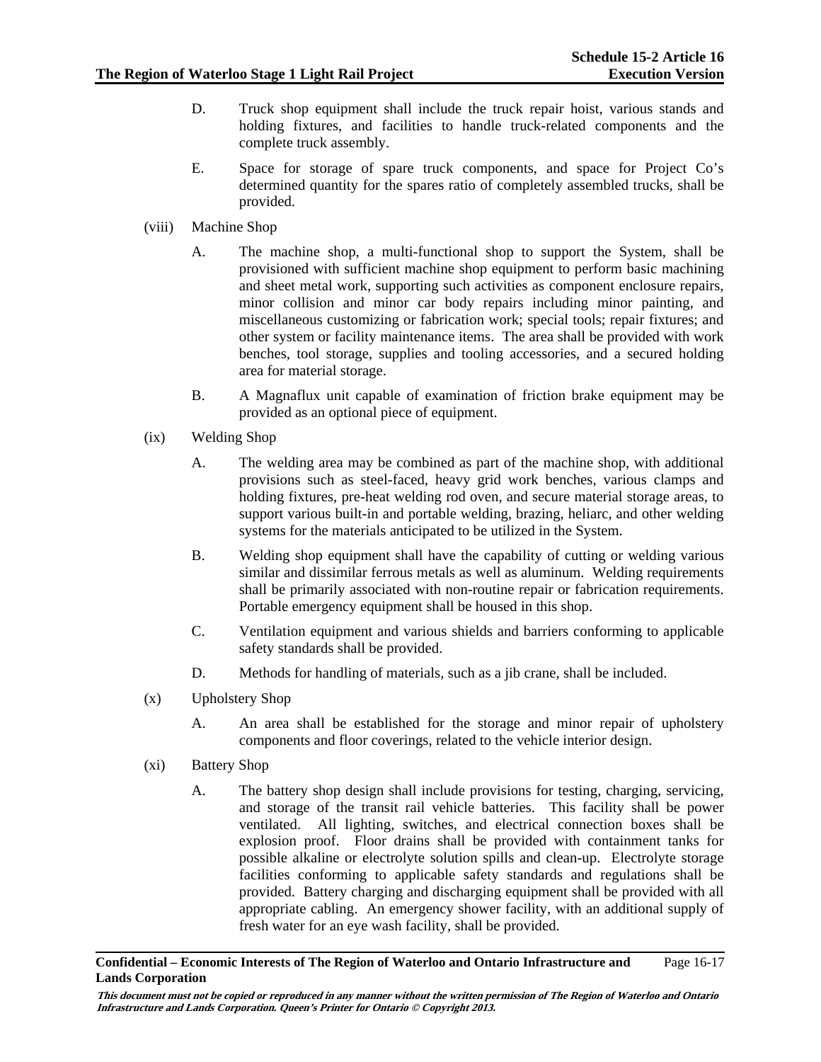D. Truck shop equipment shall include the truck repair hoist, various stands and holding fixtures, and facilities to handle truck-related components and the complete truck assembly.

E. Space for storage of spare truck components, and space for Project Co's determined quantity for the spares ratio of completely assembled trucks, shall be provided.

(viii) Machine Shop

A. The machine shop, a multi-functional shop to support the System, shall be provisioned with sufficient machine shop equipment to perform basic machining and sheet metal work, supporting such activities as component enclosure repairs, minor collision and minor car body repairs including minor painting, and miscellaneous customizing or fabrication work; special tools; repair fixtures; and other system or facility maintenance items. The area shall be provided with work benches, tool storage, supplies and tooling accessories, and a secured holding area for material storage.

B. A Magnaflux unit capable of examination of friction brake equipment may be provided as an optional piece of equipment.

(ix) Welding Shop

A. The welding area may be combined as part of the machine shop, with additional provisions such as steel-faced, heavy grid work benches, various clamps and holding fixtures, pre-heat welding rod oven, and secure material storage areas, to support various built-in and portable welding, brazing, heliarc, and other welding systems for the materials anticipated to be utilized in the System.

B. Welding shop equipment shall have the capability of cutting or welding various similar and dissimilar ferrous metals as well as aluminum. Welding requirements shall be primarily associated with non-routine repair or fabrication requirements. Portable emergency equipment shall be housed in this shop.

C. Ventilation equipment and various shields and barriers conforming to applicable safety standards shall be provided.

D. Methods for handling of materials, such as a jib crane, shall be included.

(x) Upholstery Shop

A. An area shall be established for the storage and minor repair of upholstery components and floor coverings, related to the vehicle interior design.

(xi) Battery Shop

A. The battery shop design shall include provisions for testing, charging, servicing, and storage of the transit rail vehicle batteries. This facility shall be power ventilated. All lighting, switches, and electrical connection boxes shall be explosion proof. Floor drains shall be provided with containment tanks for possible alkaline or electrolyte solution spills and clean-up. Electrolyte storage facilities conforming to applicable safety standards and regulations shall be provided. Battery charging and discharging equipment shall be provided with all appropriate cabling. An emergency shower facility, with an additional supply of fresh water for an eye wash facility, shall be provided.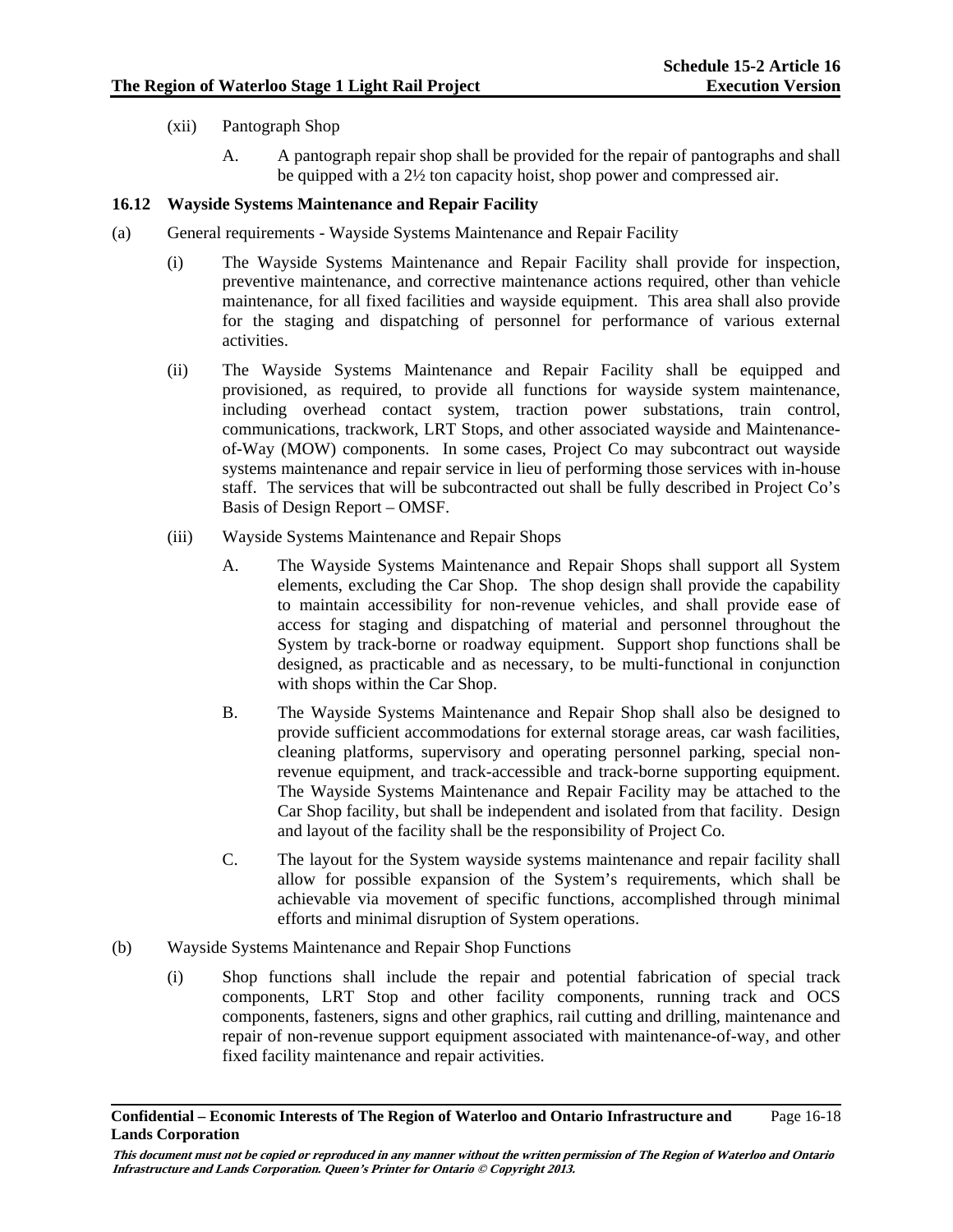(xii) Pantograph Shop

A. A pantograph repair shop shall be provided for the repair of pantographs and shall be quipped with a 2½ ton capacity hoist, shop power and compressed air.

### 16.12 Wayside Systems Maintenance and Repair Facility

(a) General requirements - Wayside Systems Maintenance and Repair Facility

(i) The Wayside Systems Maintenance and Repair Facility shall provide for inspection, preventive maintenance, and corrective maintenance actions required, other than vehicle maintenance, for all fixed facilities and wayside equipment. This area shall also provide for the staging and dispatching of personnel for performance of various external activities.

(ii) The Wayside Systems Maintenance and Repair Facility shall be equipped and provisioned, as required, to provide all functions for wayside system maintenance, including overhead contact system, traction power substations, train control, communications, trackwork, LRT Stops, and other associated wayside and Maintenance-of-Way (MOW) components. In some cases, Project Co may subcontract out wayside systems maintenance and repair service in lieu of performing those services with in-house staff. The services that will be subcontracted out shall be fully described in Project Co's Basis of Design Report – OMSF.

(iii) Wayside Systems Maintenance and Repair Shops

A. The Wayside Systems Maintenance and Repair Shops shall support all System elements, excluding the Car Shop. The shop design shall provide the capability to maintain accessibility for non-revenue vehicles, and shall provide ease of access for staging and dispatching of material and personnel throughout the System by track-borne or roadway equipment. Support shop functions shall be designed, as practicable and as necessary, to be multi-functional in conjunction with shops within the Car Shop.

B. The Wayside Systems Maintenance and Repair Shop shall also be designed to provide sufficient accommodations for external storage areas, car wash facilities, cleaning platforms, supervisory and operating personnel parking, special non-revenue equipment, and track-accessible and track-borne supporting equipment. The Wayside Systems Maintenance and Repair Facility may be attached to the Car Shop facility, but shall be independent and isolated from that facility. Design and layout of the facility shall be the responsibility of Project Co.

C. The layout for the System wayside systems maintenance and repair facility shall allow for possible expansion of the System's requirements, which shall be achievable via movement of specific functions, accomplished through minimal efforts and minimal disruption of System operations.

(b) Wayside Systems Maintenance and Repair Shop Functions

(i) Shop functions shall include the repair and potential fabrication of special track components, LRT Stop and other facility components, running track and OCS components, fasteners, signs and other graphics, rail cutting and drilling, maintenance and repair of non-revenue support equipment associated with maintenance-of-way, and other fixed facility maintenance and repair activities.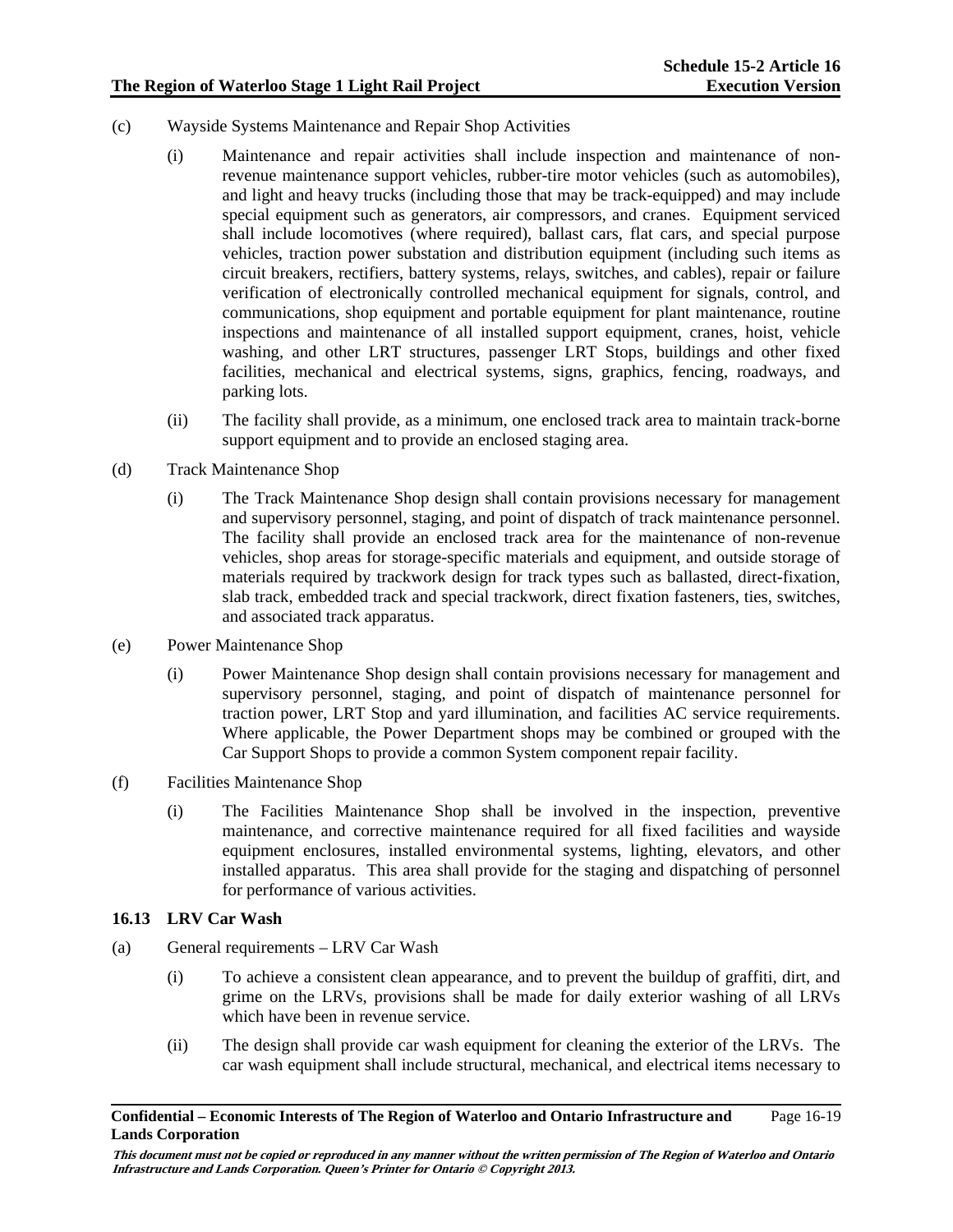(c) Wayside Systems Maintenance and Repair Shop Activities

(i) Maintenance and repair activities shall include inspection and maintenance of non-revenue maintenance support vehicles, rubber-tire motor vehicles (such as automobiles), and light and heavy trucks (including those that may be track-equipped) and may include special equipment such as generators, air compressors, and cranes. Equipment serviced shall include locomotives (where required), ballast cars, flat cars, and special purpose vehicles, traction power substation and distribution equipment (including such items as circuit breakers, rectifiers, battery systems, relays, switches, and cables), repair or failure verification of electronically controlled mechanical equipment for signals, control, and communications, shop equipment and portable equipment for plant maintenance, routine inspections and maintenance of all installed support equipment, cranes, hoist, vehicle washing, and other LRT structures, passenger LRT Stops, buildings and other fixed facilities, mechanical and electrical systems, signs, graphics, fencing, roadways, and parking lots.

(ii) The facility shall provide, as a minimum, one enclosed track area to maintain track-borne support equipment and to provide an enclosed staging area.

(d) Track Maintenance Shop

(i) The Track Maintenance Shop design shall contain provisions necessary for management and supervisory personnel, staging, and point of dispatch of track maintenance personnel. The facility shall provide an enclosed track area for the maintenance of non-revenue vehicles, shop areas for storage-specific materials and equipment, and outside storage of materials required by trackwork design for track types such as ballasted, direct-fixation, slab track, embedded track and special trackwork, direct fixation fasteners, ties, switches, and associated track apparatus.

(e) Power Maintenance Shop

(i) Power Maintenance Shop design shall contain provisions necessary for management and supervisory personnel, staging, and point of dispatch of maintenance personnel for traction power, LRT Stop and yard illumination, and facilities AC service requirements. Where applicable, the Power Department shops may be combined or grouped with the Car Support Shops to provide a common System component repair facility.

(f) Facilities Maintenance Shop

(i) The Facilities Maintenance Shop shall be involved in the inspection, preventive maintenance, and corrective maintenance required for all fixed facilities and wayside equipment enclosures, installed environmental systems, lighting, elevators, and other installed apparatus. This area shall provide for the staging and dispatching of personnel for performance of various activities.

### 16.13 LRV Car Wash

(a) General requirements – LRV Car Wash

(i) To achieve a consistent clean appearance, and to prevent the buildup of graffiti, dirt, and grime on the LRVs, provisions shall be made for daily exterior washing of all LRVs which have been in revenue service.

(ii) The design shall provide car wash equipment for cleaning the exterior of the LRVs. The car wash equipment shall include structural, mechanical, and electrical items necessary to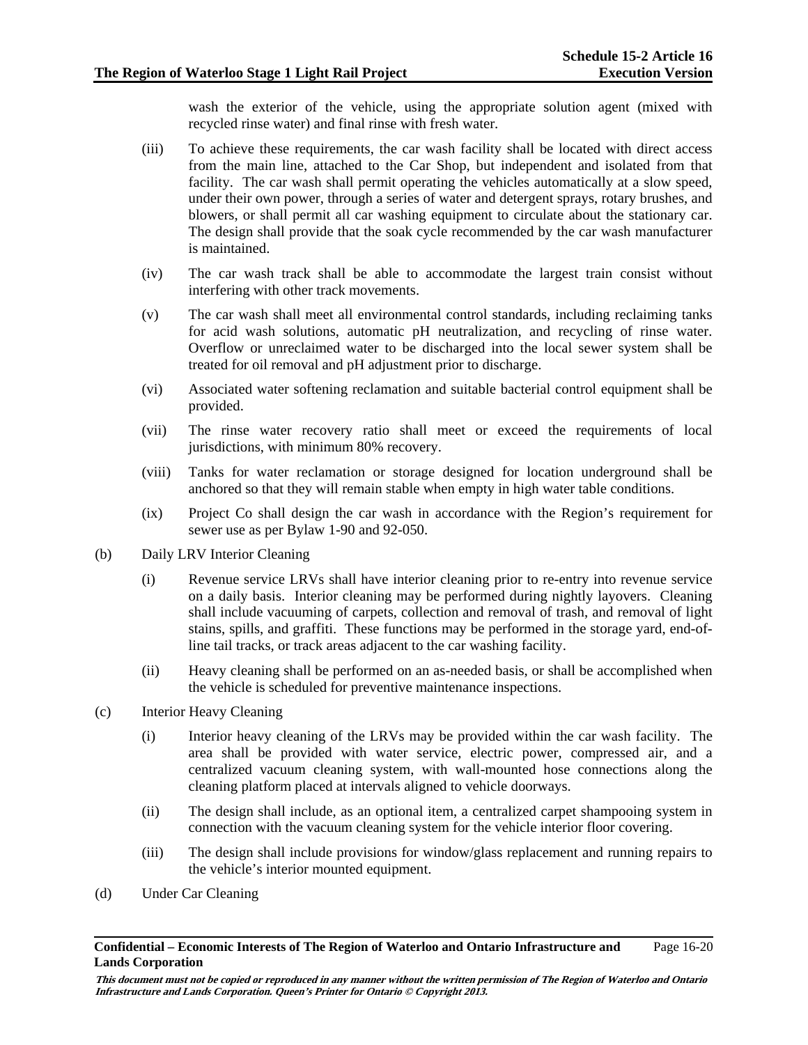wash the exterior of the vehicle, using the appropriate solution agent (mixed with recycled rinse water) and final rinse with fresh water.

(iii) To achieve these requirements, the car wash facility shall be located with direct access from the main line, attached to the Car Shop, but independent and isolated from that facility. The car wash shall permit operating the vehicles automatically at a slow speed, under their own power, through a series of water and detergent sprays, rotary brushes, and blowers, or shall permit all car washing equipment to circulate about the stationary car. The design shall provide that the soak cycle recommended by the car wash manufacturer is maintained.

(iv) The car wash track shall be able to accommodate the largest train consist without interfering with other track movements.

(v) The car wash shall meet all environmental control standards, including reclaiming tanks for acid wash solutions, automatic pH neutralization, and recycling of rinse water. Overflow or unreclaimed water to be discharged into the local sewer system shall be treated for oil removal and pH adjustment prior to discharge.

(vi) Associated water softening reclamation and suitable bacterial control equipment shall be provided.

(vii) The rinse water recovery ratio shall meet or exceed the requirements of local jurisdictions, with minimum 80% recovery.

(viii) Tanks for water reclamation or storage designed for location underground shall be anchored so that they will remain stable when empty in high water table conditions.

(ix) Project Co shall design the car wash in accordance with the Region's requirement for sewer use as per Bylaw 1-90 and 92-050.

(b) Daily LRV Interior Cleaning

(i) Revenue service LRVs shall have interior cleaning prior to re-entry into revenue service on a daily basis. Interior cleaning may be performed during nightly layovers. Cleaning shall include vacuuming of carpets, collection and removal of trash, and removal of light stains, spills, and graffiti. These functions may be performed in the storage yard, end-of-line tail tracks, or track areas adjacent to the car washing facility.

(ii) Heavy cleaning shall be performed on an as-needed basis, or shall be accomplished when the vehicle is scheduled for preventive maintenance inspections.

(c) Interior Heavy Cleaning

(i) Interior heavy cleaning of the LRVs may be provided within the car wash facility. The area shall be provided with water service, electric power, compressed air, and a centralized vacuum cleaning system, with wall-mounted hose connections along the cleaning platform placed at intervals aligned to vehicle doorways.

(ii) The design shall include, as an optional item, a centralized carpet shampooing system in connection with the vacuum cleaning system for the vehicle interior floor covering.

(iii) The design shall include provisions for window/glass replacement and running repairs to the vehicle's interior mounted equipment.

(d) Under Car Cleaning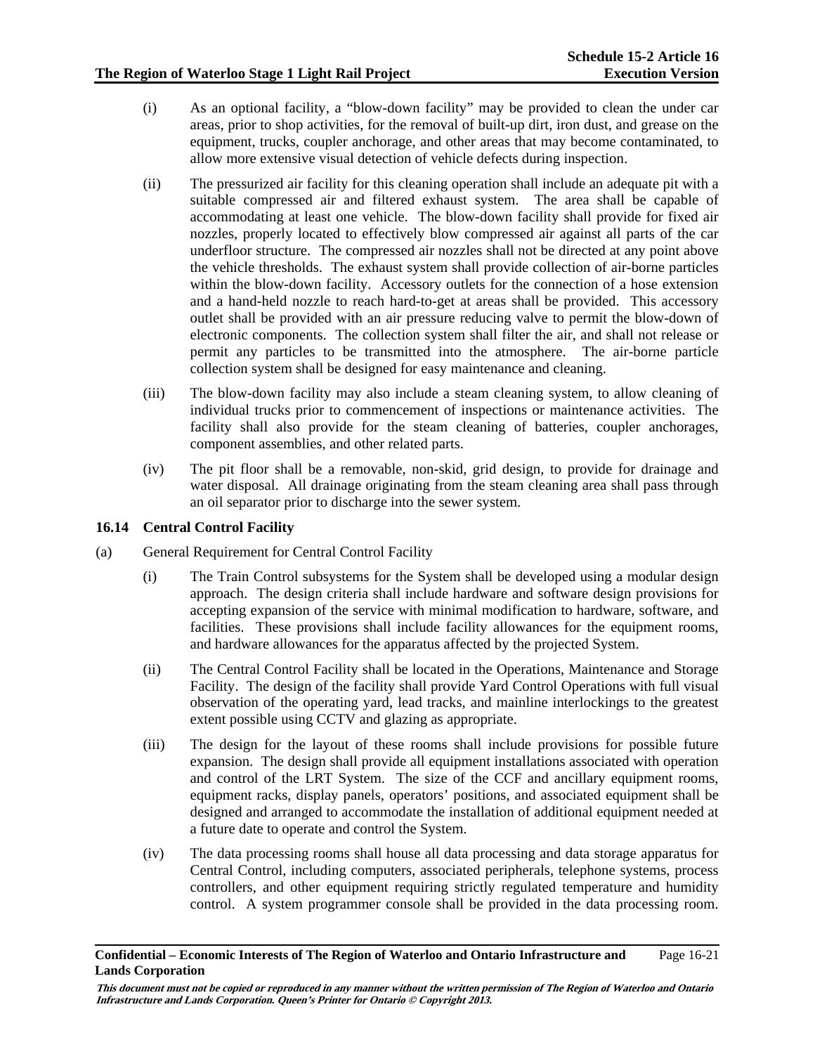(i) As an optional facility, a "blow-down facility" may be provided to clean the under car areas, prior to shop activities, for the removal of built-up dirt, iron dust, and grease on the equipment, trucks, coupler anchorage, and other areas that may become contaminated, to allow more extensive visual detection of vehicle defects during inspection.

(ii) The pressurized air facility for this cleaning operation shall include an adequate pit with a suitable compressed air and filtered exhaust system. The area shall be capable of accommodating at least one vehicle. The blow-down facility shall provide for fixed air nozzles, properly located to effectively blow compressed air against all parts of the car underfloor structure. The compressed air nozzles shall not be directed at any point above the vehicle thresholds. The exhaust system shall provide collection of air-borne particles within the blow-down facility. Accessory outlets for the connection of a hose extension and a hand-held nozzle to reach hard-to-get at areas shall be provided. This accessory outlet shall be provided with an air pressure reducing valve to permit the blow-down of electronic components. The collection system shall filter the air, and shall not release or permit any particles to be transmitted into the atmosphere. The air-borne particle collection system shall be designed for easy maintenance and cleaning.

(iii) The blow-down facility may also include a steam cleaning system, to allow cleaning of individual trucks prior to commencement of inspections or maintenance activities. The facility shall also provide for the steam cleaning of batteries, coupler anchorages, component assemblies, and other related parts.

(iv) The pit floor shall be a removable, non-skid, grid design, to provide for drainage and water disposal. All drainage originating from the steam cleaning area shall pass through an oil separator prior to discharge into the sewer system.

### 16.14 Central Control Facility

(a) General Requirement for Central Control Facility

(i) The Train Control subsystems for the System shall be developed using a modular design approach. The design criteria shall include hardware and software design provisions for accepting expansion of the service with minimal modification to hardware, software, and facilities. These provisions shall include facility allowances for the equipment rooms, and hardware allowances for the apparatus affected by the projected System.

(ii) The Central Control Facility shall be located in the Operations, Maintenance and Storage Facility. The design of the facility shall provide Yard Control Operations with full visual observation of the operating yard, lead tracks, and mainline interlockings to the greatest extent possible using CCTV and glazing as appropriate.

(iii) The design for the layout of these rooms shall include provisions for possible future expansion. The design shall provide all equipment installations associated with operation and control of the LRT System. The size of the CCF and ancillary equipment rooms, equipment racks, display panels, operators' positions, and associated equipment shall be designed and arranged to accommodate the installation of additional equipment needed at a future date to operate and control the System.

(iv) The data processing rooms shall house all data processing and data storage apparatus for Central Control, including computers, associated peripherals, telephone systems, process controllers, and other equipment requiring strictly regulated temperature and humidity control. A system programmer console shall be provided in the data processing room.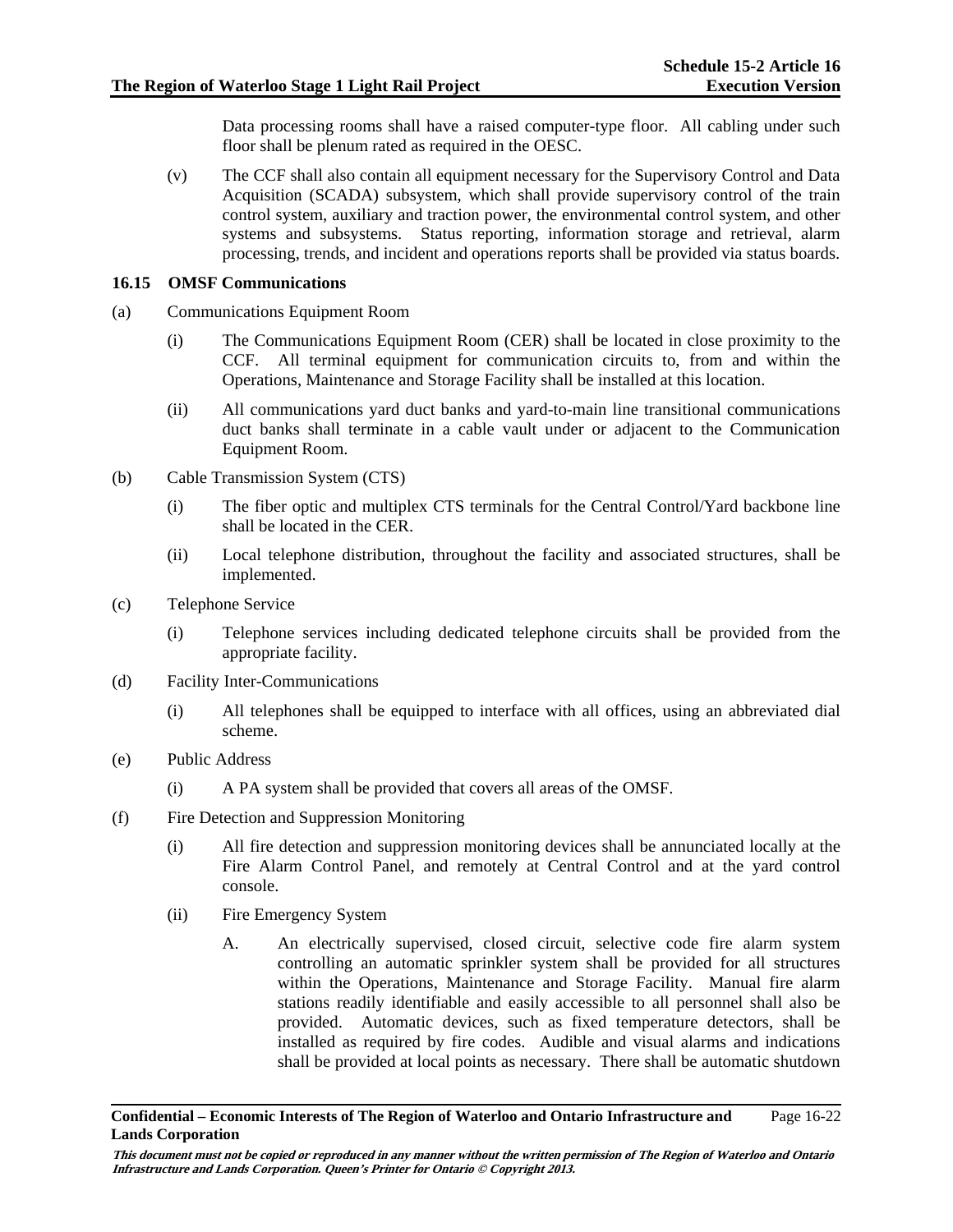Data processing rooms shall have a raised computer-type floor. All cabling under such floor shall be plenum rated as required in the OESC.

(v) The CCF shall also contain all equipment necessary for the Supervisory Control and Data Acquisition (SCADA) subsystem, which shall provide supervisory control of the train control system, auxiliary and traction power, the environmental control system, and other systems and subsystems. Status reporting, information storage and retrieval, alarm processing, trends, and incident and operations reports shall be provided via status boards.

### 16.15 OMSF Communications

(a) Communications Equipment Room

(i) The Communications Equipment Room (CER) shall be located in close proximity to the CCF. All terminal equipment for communication circuits to, from and within the Operations, Maintenance and Storage Facility shall be installed at this location.

(ii) All communications yard duct banks and yard-to-main line transitional communications duct banks shall terminate in a cable vault under or adjacent to the Communication Equipment Room.

(b) Cable Transmission System (CTS)

(i) The fiber optic and multiplex CTS terminals for the Central Control/Yard backbone line shall be located in the CER.

(ii) Local telephone distribution, throughout the facility and associated structures, shall be implemented.

(c) Telephone Service

(i) Telephone services including dedicated telephone circuits shall be provided from the appropriate facility.

(d) Facility Inter-Communications

(i) All telephones shall be equipped to interface with all offices, using an abbreviated dial scheme.

(e) Public Address

(i) A PA system shall be provided that covers all areas of the OMSF.

(f) Fire Detection and Suppression Monitoring

(i) All fire detection and suppression monitoring devices shall be annunciated locally at the Fire Alarm Control Panel, and remotely at Central Control and at the yard control console.

(ii) Fire Emergency System

A. An electrically supervised, closed circuit, selective code fire alarm system controlling an automatic sprinkler system shall be provided for all structures within the Operations, Maintenance and Storage Facility. Manual fire alarm stations readily identifiable and easily accessible to all personnel shall also be provided. Automatic devices, such as fixed temperature detectors, shall be installed as required by fire codes. Audible and visual alarms and indications shall be provided at local points as necessary. There shall be automatic shutdown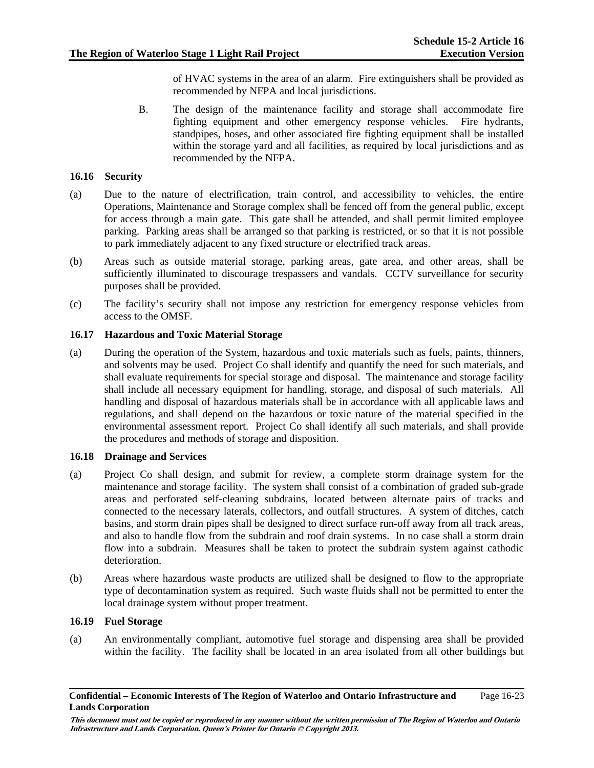of HVAC systems in the area of an alarm. Fire extinguishers shall be provided as recommended by NFPA and local jurisdictions.

B. The design of the maintenance facility and storage shall accommodate fire fighting equipment and other emergency response vehicles. Fire hydrants, standpipes, hoses, and other associated fire fighting equipment shall be installed within the storage yard and all facilities, as required by local jurisdictions and as recommended by the NFPA.

### 16.16 Security

(a) Due to the nature of electrification, train control, and accessibility to vehicles, the entire Operations, Maintenance and Storage complex shall be fenced off from the general public, except for access through a main gate. This gate shall be attended, and shall permit limited employee parking. Parking areas shall be arranged so that parking is restricted, or so that it is not possible to park immediately adjacent to any fixed structure or electrified track areas.

(b) Areas such as outside material storage, parking areas, gate area, and other areas, shall be sufficiently illuminated to discourage trespassers and vandals. CCTV surveillance for security purposes shall be provided.

(c) The facility's security shall not impose any restriction for emergency response vehicles from access to the OMSF.

### 16.17 Hazardous and Toxic Material Storage

(a) During the operation of the System, hazardous and toxic materials such as fuels, paints, thinners, and solvents may be used. Project Co shall identify and quantify the need for such materials, and shall evaluate requirements for special storage and disposal. The maintenance and storage facility shall include all necessary equipment for handling, storage, and disposal of such materials. All handling and disposal of hazardous materials shall be in accordance with all applicable laws and regulations, and shall depend on the hazardous or toxic nature of the material specified in the environmental assessment report. Project Co shall identify all such materials, and shall provide the procedures and methods of storage and disposition.

### 16.18 Drainage and Services

(a) Project Co shall design, and submit for review, a complete storm drainage system for the maintenance and storage facility. The system shall consist of a combination of graded sub-grade areas and perforated self-cleaning subdrains, located between alternate pairs of tracks and connected to the necessary laterals, collectors, and outfall structures. A system of ditches, catch basins, and storm drain pipes shall be designed to direct surface run-off away from all track areas, and also to handle flow from the subdrain and roof drain systems. In no case shall a storm drain flow into a subdrain. Measures shall be taken to protect the subdrain system against cathodic deterioration.

(b) Areas where hazardous waste products are utilized shall be designed to flow to the appropriate type of decontamination system as required. Such waste fluids shall not be permitted to enter the local drainage system without proper treatment.

### 16.19 Fuel Storage

(a) An environmentally compliant, automotive fuel storage and dispensing area shall be provided within the facility. The facility shall be located in an area isolated from all other buildings but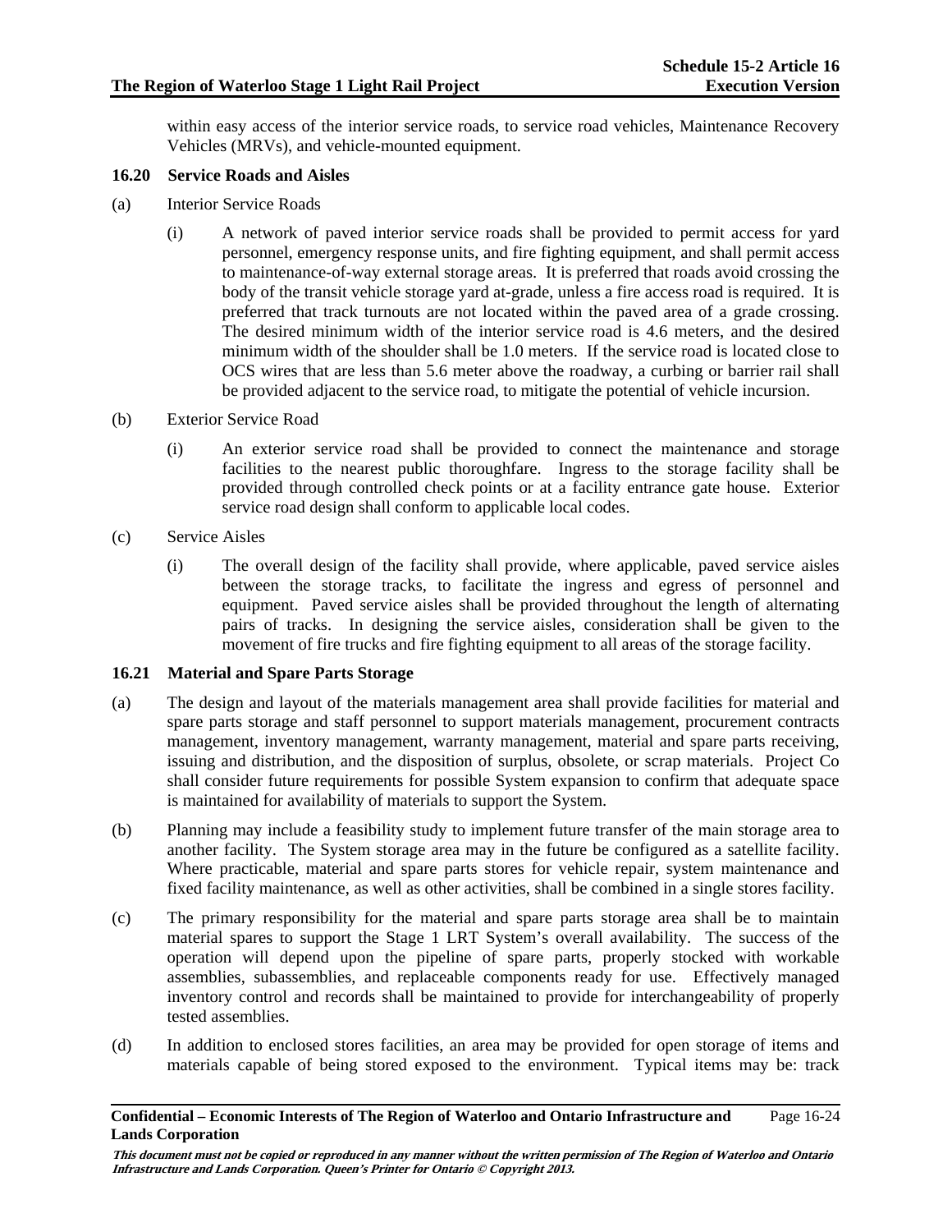within easy access of the interior service roads, to service road vehicles, Maintenance Recovery Vehicles (MRVs), and vehicle-mounted equipment.

### 16.20 Service Roads and Aisles

(a) Interior Service Roads

(i) A network of paved interior service roads shall be provided to permit access for yard personnel, emergency response units, and fire fighting equipment, and shall permit access to maintenance-of-way external storage areas. It is preferred that roads avoid crossing the body of the transit vehicle storage yard at-grade, unless a fire access road is required. It is preferred that track turnouts are not located within the paved area of a grade crossing. The desired minimum width of the interior service road is 4.6 meters, and the desired minimum width of the shoulder shall be 1.0 meters. If the service road is located close to OCS wires that are less than 5.6 meter above the roadway, a curbing or barrier rail shall be provided adjacent to the service road, to mitigate the potential of vehicle incursion.

(b) Exterior Service Road

(i) An exterior service road shall be provided to connect the maintenance and storage facilities to the nearest public thoroughfare. Ingress to the storage facility shall be provided through controlled check points or at a facility entrance gate house. Exterior service road design shall conform to applicable local codes.

(c) Service Aisles

(i) The overall design of the facility shall provide, where applicable, paved service aisles between the storage tracks, to facilitate the ingress and egress of personnel and equipment. Paved service aisles shall be provided throughout the length of alternating pairs of tracks. In designing the service aisles, consideration shall be given to the movement of fire trucks and fire fighting equipment to all areas of the storage facility.

### 16.21 Material and Spare Parts Storage

(a) The design and layout of the materials management area shall provide facilities for material and spare parts storage and staff personnel to support materials management, procurement contracts management, inventory management, warranty management, material and spare parts receiving, issuing and distribution, and the disposition of surplus, obsolete, or scrap materials. Project Co shall consider future requirements for possible System expansion to confirm that adequate space is maintained for availability of materials to support the System.

(b) Planning may include a feasibility study to implement future transfer of the main storage area to another facility. The System storage area may in the future be configured as a satellite facility. Where practicable, material and spare parts stores for vehicle repair, system maintenance and fixed facility maintenance, as well as other activities, shall be combined in a single stores facility.

(c) The primary responsibility for the material and spare parts storage area shall be to maintain material spares to support the Stage 1 LRT System's overall availability. The success of the operation will depend upon the pipeline of spare parts, properly stocked with workable assemblies, subassemblies, and replaceable components ready for use. Effectively managed inventory control and records shall be maintained to provide for interchangeability of properly tested assemblies.

(d) In addition to enclosed stores facilities, an area may be provided for open storage of items and materials capable of being stored exposed to the environment. Typical items may be: track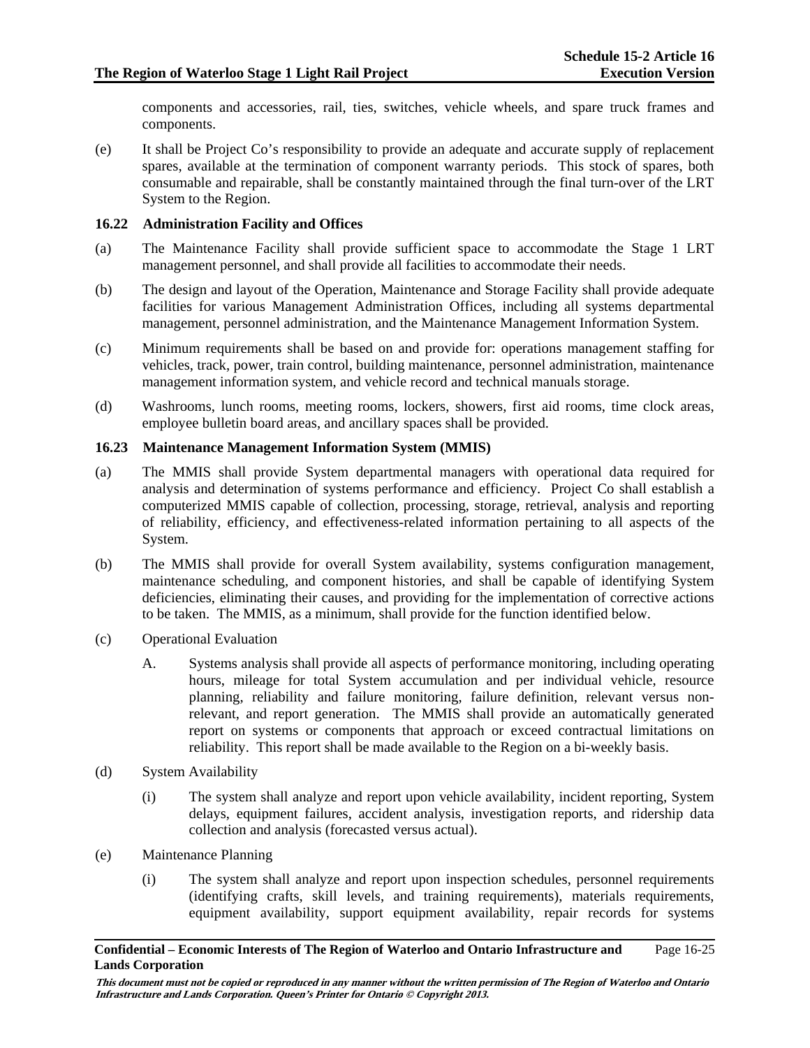components and accessories, rail, ties, switches, vehicle wheels, and spare truck frames and components.

(e) It shall be Project Co's responsibility to provide an adequate and accurate supply of replacement spares, available at the termination of component warranty periods. This stock of spares, both consumable and repairable, shall be constantly maintained through the final turn-over of the LRT System to the Region.

### 16.22 Administration Facility and Offices

(a) The Maintenance Facility shall provide sufficient space to accommodate the Stage 1 LRT management personnel, and shall provide all facilities to accommodate their needs.

(b) The design and layout of the Operation, Maintenance and Storage Facility shall provide adequate facilities for various Management Administration Offices, including all systems departmental management, personnel administration, and the Maintenance Management Information System.

(c) Minimum requirements shall be based on and provide for: operations management staffing for vehicles, track, power, train control, building maintenance, personnel administration, maintenance management information system, and vehicle record and technical manuals storage.

(d) Washrooms, lunch rooms, meeting rooms, lockers, showers, first aid rooms, time clock areas, employee bulletin board areas, and ancillary spaces shall be provided.

### 16.23 Maintenance Management Information System (MMIS)

(a) The MMIS shall provide System departmental managers with operational data required for analysis and determination of systems performance and efficiency. Project Co shall establish a computerized MMIS capable of collection, processing, storage, retrieval, analysis and reporting of reliability, efficiency, and effectiveness-related information pertaining to all aspects of the System.

(b) The MMIS shall provide for overall System availability, systems configuration management, maintenance scheduling, and component histories, and shall be capable of identifying System deficiencies, eliminating their causes, and providing for the implementation of corrective actions to be taken. The MMIS, as a minimum, shall provide for the function identified below.

(c) Operational Evaluation

  A. Systems analysis shall provide all aspects of performance monitoring, including operating hours, mileage for total System accumulation and per individual vehicle, resource planning, reliability and failure monitoring, failure definition, relevant versus non-relevant, and report generation. The MMIS shall provide an automatically generated report on systems or components that approach or exceed contractual limitations on reliability. This report shall be made available to the Region on a bi-weekly basis.

(d) System Availability

  (i) The system shall analyze and report upon vehicle availability, incident reporting, System delays, equipment failures, accident analysis, investigation reports, and ridership data collection and analysis (forecasted versus actual).

(e) Maintenance Planning

  (i) The system shall analyze and report upon inspection schedules, personnel requirements (identifying crafts, skill levels, and training requirements), materials requirements, equipment availability, support equipment availability, repair records for systems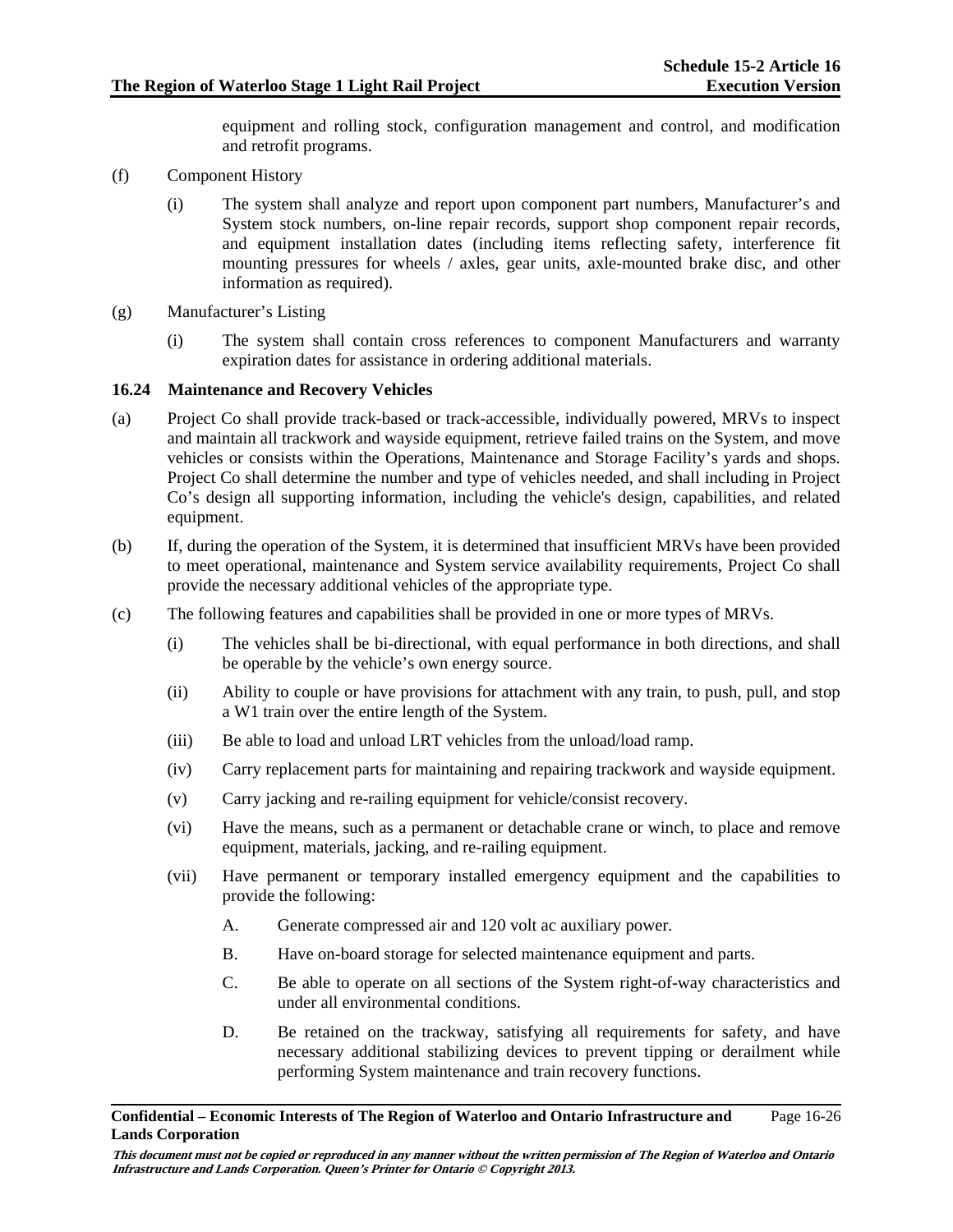equipment and rolling stock, configuration management and control, and modification and retrofit programs.

(f) Component History

(i) The system shall analyze and report upon component part numbers, Manufacturer's and System stock numbers, on-line repair records, support shop component repair records, and equipment installation dates (including items reflecting safety, interference fit mounting pressures for wheels / axles, gear units, axle-mounted brake disc, and other information as required).

(g) Manufacturer's Listing

(i) The system shall contain cross references to component Manufacturers and warranty expiration dates for assistance in ordering additional materials.

### 16.24 Maintenance and Recovery Vehicles

(a) Project Co shall provide track-based or track-accessible, individually powered, MRVs to inspect and maintain all trackwork and wayside equipment, retrieve failed trains on the System, and move vehicles or consists within the Operations, Maintenance and Storage Facility's yards and shops. Project Co shall determine the number and type of vehicles needed, and shall including in Project Co's design all supporting information, including the vehicle's design, capabilities, and related equipment.

(b) If, during the operation of the System, it is determined that insufficient MRVs have been provided to meet operational, maintenance and System service availability requirements, Project Co shall provide the necessary additional vehicles of the appropriate type.

(c) The following features and capabilities shall be provided in one or more types of MRVs.

(i) The vehicles shall be bi-directional, with equal performance in both directions, and shall be operable by the vehicle's own energy source.

(ii) Ability to couple or have provisions for attachment with any train, to push, pull, and stop a W1 train over the entire length of the System.

(iii) Be able to load and unload LRT vehicles from the unload/load ramp.

(iv) Carry replacement parts for maintaining and repairing trackwork and wayside equipment.

(v) Carry jacking and re-railing equipment for vehicle/consist recovery.

(vi) Have the means, such as a permanent or detachable crane or winch, to place and remove equipment, materials, jacking, and re-railing equipment.

(vii) Have permanent or temporary installed emergency equipment and the capabilities to provide the following:

A. Generate compressed air and 120 volt ac auxiliary power.

B. Have on-board storage for selected maintenance equipment and parts.

C. Be able to operate on all sections of the System right-of-way characteristics and under all environmental conditions.

D. Be retained on the trackway, satisfying all requirements for safety, and have necessary additional stabilizing devices to prevent tipping or derailment while performing System maintenance and train recovery functions.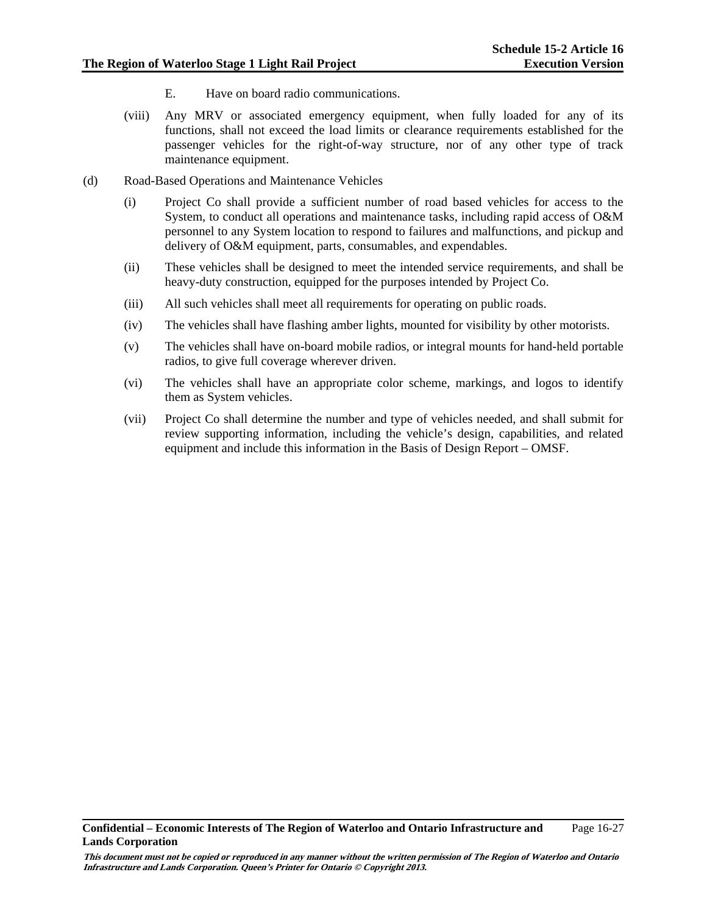E. Have on board radio communications.

(viii) Any MRV or associated emergency equipment, when fully loaded for any of its functions, shall not exceed the load limits or clearance requirements established for the passenger vehicles for the right-of-way structure, nor of any other type of track maintenance equipment.

(d) Road-Based Operations and Maintenance Vehicles

(i) Project Co shall provide a sufficient number of road based vehicles for access to the System, to conduct all operations and maintenance tasks, including rapid access of O&M personnel to any System location to respond to failures and malfunctions, and pickup and delivery of O&M equipment, parts, consumables, and expendables.

(ii) These vehicles shall be designed to meet the intended service requirements, and shall be heavy-duty construction, equipped for the purposes intended by Project Co.

(iii) All such vehicles shall meet all requirements for operating on public roads.

(iv) The vehicles shall have flashing amber lights, mounted for visibility by other motorists.

(v) The vehicles shall have on-board mobile radios, or integral mounts for hand-held portable radios, to give full coverage wherever driven.

(vi) The vehicles shall have an appropriate color scheme, markings, and logos to identify them as System vehicles.

(vii) Project Co shall determine the number and type of vehicles needed, and shall submit for review supporting information, including the vehicle's design, capabilities, and related equipment and include this information in the Basis of Design Report – OMSF.